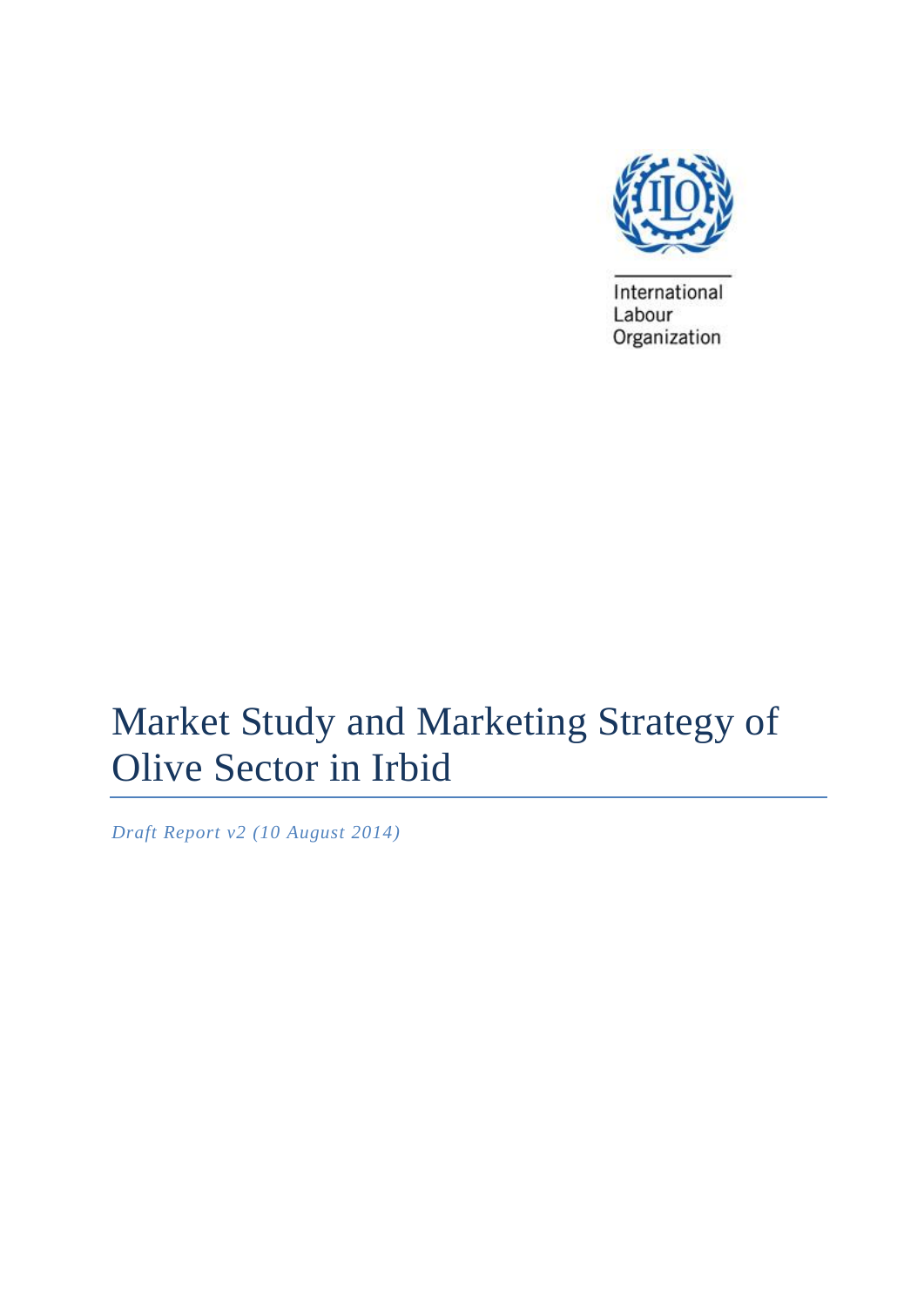International Labour Organization

# Market Study and Marketing Strategy of Olive Sector in Irbid

*Draft Report v2 (10 August 2014)*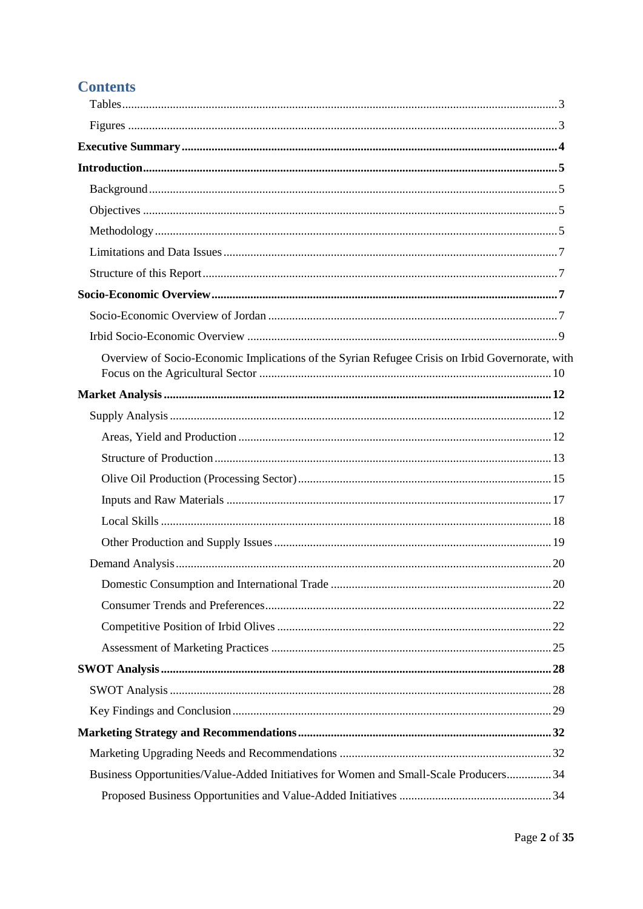# Contents

- Tables ... 3
- Figures ... 3

**Executive Summary ... 4**

**Introduction ... 5**

- Background ... 5
- Objectives ... 5
- Methodology ... 5
- Limitations and Data Issues ... 7
- Structure of this Report ... 7

**Socio-Economic Overview ... 7**

- Socio-Economic Overview of Jordan ... 7
- Irbid Socio-Economic Overview ... 9
    - Overview of Socio-Economic Implications of the Syrian Refugee Crisis on Irbid Governorate, with Focus on the Agricultural Sector ... 10

**Market Analysis ... 12**

- Supply Analysis ... 12
    - Areas, Yield and Production ... 12
    - Structure of Production ... 13
    - Olive Oil Production (Processing Sector) ... 15
    - Inputs and Raw Materials ... 17
    - Local Skills ... 18
    - Other Production and Supply Issues ... 19
- Demand Analysis ... 20
    - Domestic Consumption and International Trade ... 20
    - Consumer Trends and Preferences ... 22
    - Competitive Position of Irbid Olives ... 22
    - Assessment of Marketing Practices ... 25

**SWOT Analysis ... 28**

- SWOT Analysis ... 28
- Key Findings and Conclusion ... 29

**Marketing Strategy and Recommendations ... 32**

- Marketing Upgrading Needs and Recommendations ... 32
- Business Opportunities/Value-Added Initiatives for Women and Small-Scale Producers ... 34
    - Proposed Business Opportunities and Value-Added Initiatives ... 34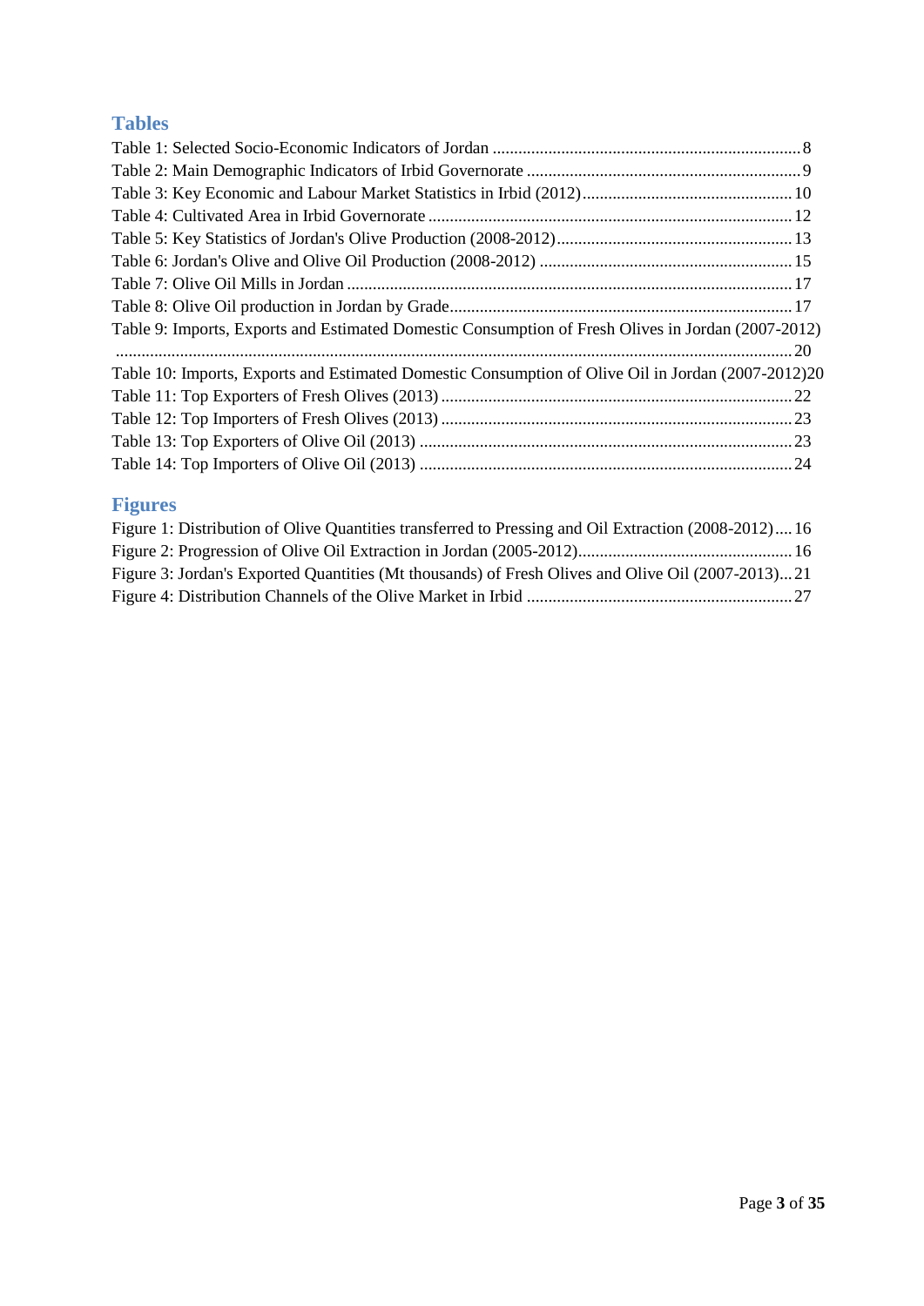## Tables

Table 1: Selected Socio-Economic Indicators of Jordan ........ 8
Table 2: Main Demographic Indicators of Irbid Governorate ........ 9
Table 3: Key Economic and Labour Market Statistics in Irbid (2012) ........ 10
Table 4: Cultivated Area in Irbid Governorate ........ 12
Table 5: Key Statistics of Jordan's Olive Production (2008-2012) ........ 13
Table 6: Jordan's Olive and Olive Oil Production (2008-2012) ........ 15
Table 7: Olive Oil Mills in Jordan ........ 17
Table 8: Olive Oil production in Jordan by Grade ........ 17
Table 9: Imports, Exports and Estimated Domestic Consumption of Fresh Olives in Jordan (2007-2012) ........ 20
Table 10: Imports, Exports and Estimated Domestic Consumption of Olive Oil in Jordan (2007-2012) 20
Table 11: Top Exporters of Fresh Olives (2013) ........ 22
Table 12: Top Importers of Fresh Olives (2013) ........ 23
Table 13: Top Exporters of Olive Oil (2013) ........ 23
Table 14: Top Importers of Olive Oil (2013) ........ 24

## Figures

Figure 1: Distribution of Olive Quantities transferred to Pressing and Oil Extraction (2008-2012) .... 16
Figure 2: Progression of Olive Oil Extraction in Jordan (2005-2012) ........ 16
Figure 3: Jordan's Exported Quantities (Mt thousands) of Fresh Olives and Olive Oil (2007-2013) ... 21
Figure 4: Distribution Channels of the Olive Market in Irbid ........ 27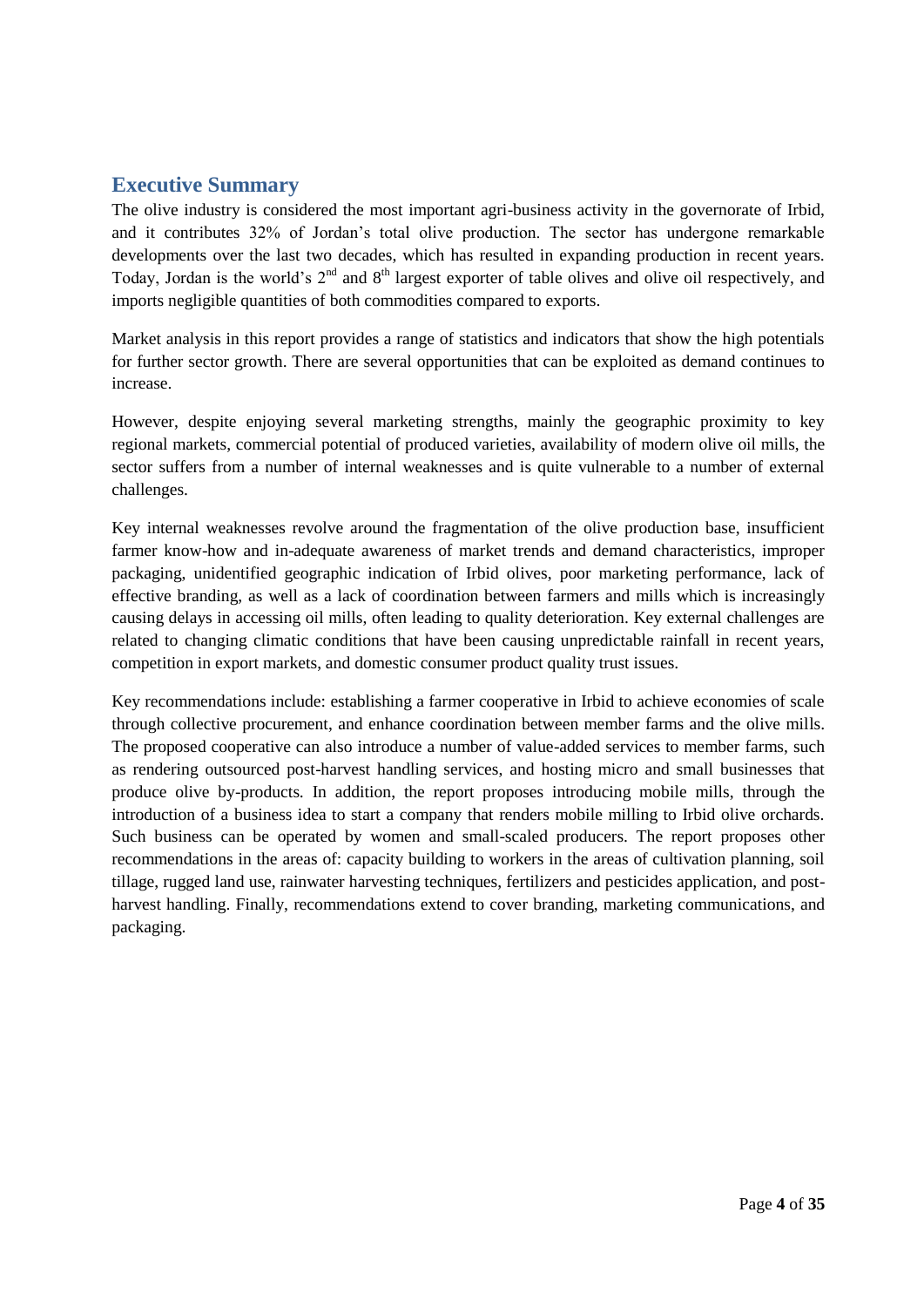## Executive Summary

The olive industry is considered the most important agri-business activity in the governorate of Irbid, and it contributes 32% of Jordan's total olive production. The sector has undergone remarkable developments over the last two decades, which has resulted in expanding production in recent years. Today, Jordan is the world's 2nd and 8th largest exporter of table olives and olive oil respectively, and imports negligible quantities of both commodities compared to exports.

Market analysis in this report provides a range of statistics and indicators that show the high potentials for further sector growth. There are several opportunities that can be exploited as demand continues to increase.

However, despite enjoying several marketing strengths, mainly the geographic proximity to key regional markets, commercial potential of produced varieties, availability of modern olive oil mills, the sector suffers from a number of internal weaknesses and is quite vulnerable to a number of external challenges.

Key internal weaknesses revolve around the fragmentation of the olive production base, insufficient farmer know-how and in-adequate awareness of market trends and demand characteristics, improper packaging, unidentified geographic indication of Irbid olives, poor marketing performance, lack of effective branding, as well as a lack of coordination between farmers and mills which is increasingly causing delays in accessing oil mills, often leading to quality deterioration. Key external challenges are related to changing climatic conditions that have been causing unpredictable rainfall in recent years, competition in export markets, and domestic consumer product quality trust issues.

Key recommendations include: establishing a farmer cooperative in Irbid to achieve economies of scale through collective procurement, and enhance coordination between member farms and the olive mills. The proposed cooperative can also introduce a number of value-added services to member farms, such as rendering outsourced post-harvest handling services, and hosting micro and small businesses that produce olive by-products. In addition, the report proposes introducing mobile mills, through the introduction of a business idea to start a company that renders mobile milling to Irbid olive orchards. Such business can be operated by women and small-scaled producers. The report proposes other recommendations in the areas of: capacity building to workers in the areas of cultivation planning, soil tillage, rugged land use, rainwater harvesting techniques, fertilizers and pesticides application, and post-harvest handling. Finally, recommendations extend to cover branding, marketing communications, and packaging.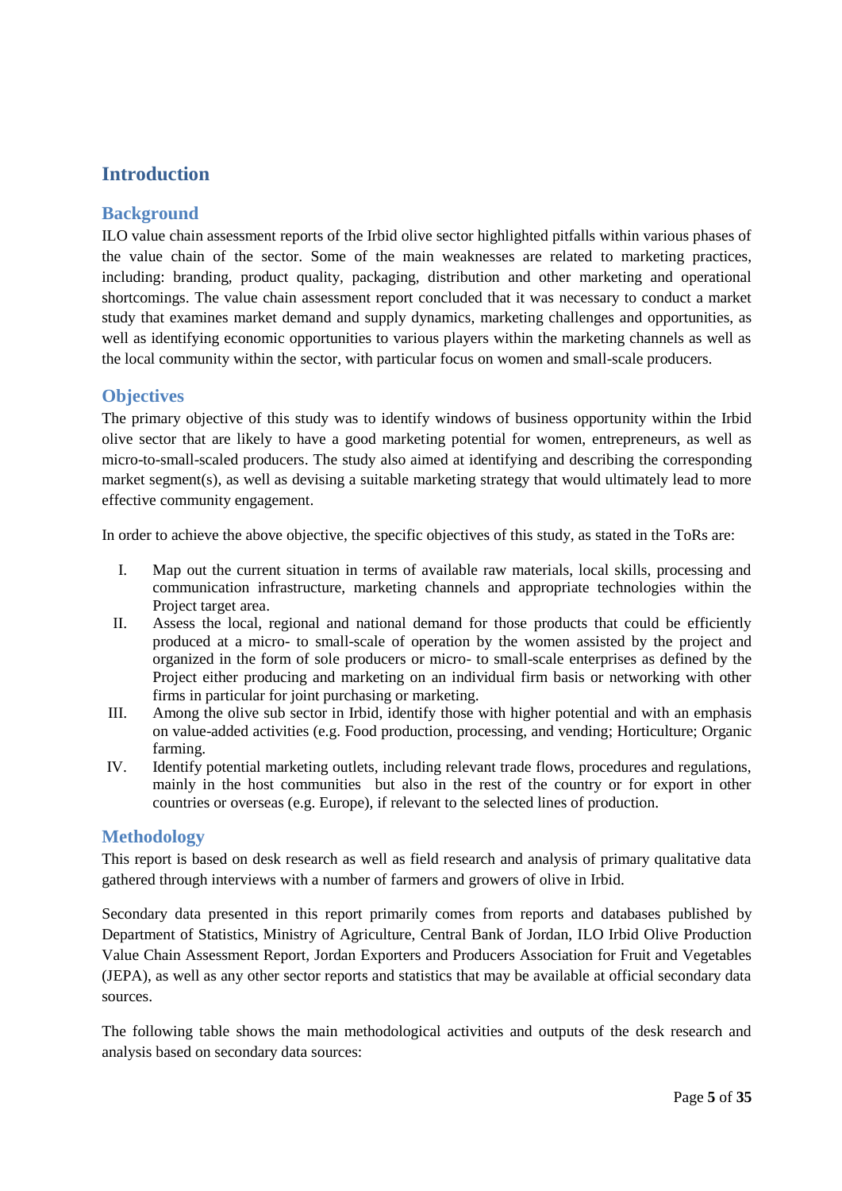# Introduction

## Background

ILO value chain assessment reports of the Irbid olive sector highlighted pitfalls within various phases of the value chain of the sector. Some of the main weaknesses are related to marketing practices, including: branding, product quality, packaging, distribution and other marketing and operational shortcomings. The value chain assessment report concluded that it was necessary to conduct a market study that examines market demand and supply dynamics, marketing challenges and opportunities, as well as identifying economic opportunities to various players within the marketing channels as well as the local community within the sector, with particular focus on women and small-scale producers.

## Objectives

The primary objective of this study was to identify windows of business opportunity within the Irbid olive sector that are likely to have a good marketing potential for women, entrepreneurs, as well as micro-to-small-scaled producers. The study also aimed at identifying and describing the corresponding market segment(s), as well as devising a suitable marketing strategy that would ultimately lead to more effective community engagement.

In order to achieve the above objective, the specific objectives of this study, as stated in the ToRs are:

I. Map out the current situation in terms of available raw materials, local skills, processing and communication infrastructure, marketing channels and appropriate technologies within the Project target area.

II. Assess the local, regional and national demand for those products that could be efficiently produced at a micro- to small-scale of operation by the women assisted by the project and organized in the form of sole producers or micro- to small-scale enterprises as defined by the Project either producing and marketing on an individual firm basis or networking with other firms in particular for joint purchasing or marketing.

III. Among the olive sub sector in Irbid, identify those with higher potential and with an emphasis on value-added activities (e.g. Food production, processing, and vending; Horticulture; Organic farming.

IV. Identify potential marketing outlets, including relevant trade flows, procedures and regulations, mainly in the host communities but also in the rest of the country or for export in other countries or overseas (e.g. Europe), if relevant to the selected lines of production.

## Methodology

This report is based on desk research as well as field research and analysis of primary qualitative data gathered through interviews with a number of farmers and growers of olive in Irbid.

Secondary data presented in this report primarily comes from reports and databases published by Department of Statistics, Ministry of Agriculture, Central Bank of Jordan, ILO Irbid Olive Production Value Chain Assessment Report, Jordan Exporters and Producers Association for Fruit and Vegetables (JEPA), as well as any other sector reports and statistics that may be available at official secondary data sources.

The following table shows the main methodological activities and outputs of the desk research and analysis based on secondary data sources: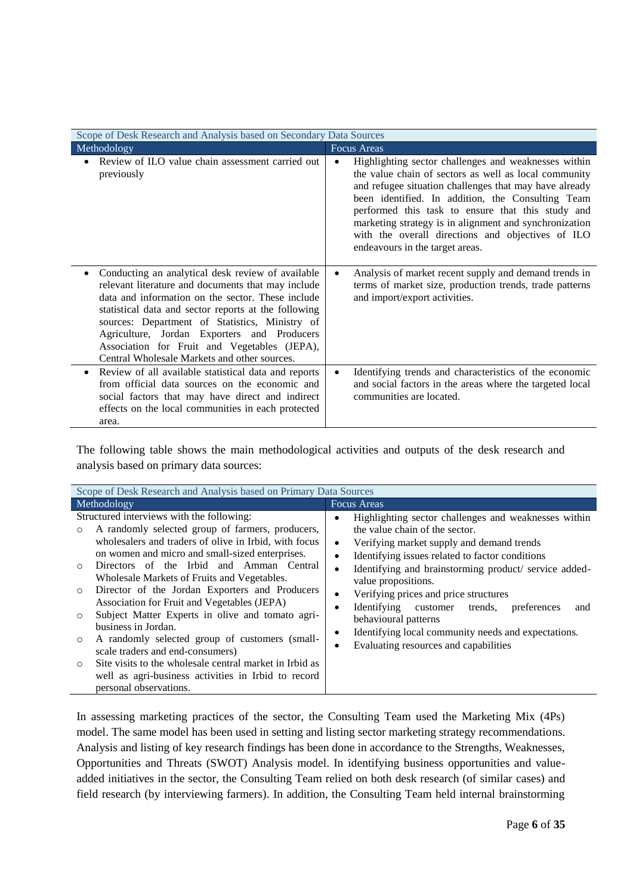| Scope of Desk Research and Analysis based on Secondary Data Sources | |
|---|---|
| **Methodology** | **Focus Areas** |
| • Review of ILO value chain assessment carried out previously | • Highlighting sector challenges and weaknesses within the value chain of sectors as well as local community and refugee situation challenges that may have already been identified. In addition, the Consulting Team performed this task to ensure that this study and marketing strategy is in alignment and synchronization with the overall directions and objectives of ILO endeavours in the target areas. |
| • Conducting an analytical desk review of available relevant literature and documents that may include data and information on the sector. These include statistical data and sector reports at the following sources: Department of Statistics, Ministry of Agriculture, Jordan Exporters and Producers Association for Fruit and Vegetables (JEPA), Central Wholesale Markets and other sources. | • Analysis of market recent supply and demand trends in terms of market size, production trends, trade patterns and import/export activities. |
| • Review of all available statistical data and reports from official data sources on the economic and social factors that may have direct and indirect effects on the local communities in each protected area. | • Identifying trends and characteristics of the economic and social factors in the areas where the targeted local communities are located. |

The following table shows the main methodological activities and outputs of the desk research and analysis based on primary data sources:

| Scope of Desk Research and Analysis based on Primary Data Sources | |
|---|---|
| **Methodology** | **Focus Areas** |
| Structured interviews with the following:<br>○ A randomly selected group of farmers, producers, wholesalers and traders of olive in Irbid, with focus on women and micro and small-sized enterprises.<br>○ Directors of the Irbid and Amman Central Wholesale Markets of Fruits and Vegetables.<br>○ Director of the Jordan Exporters and Producers Association for Fruit and Vegetables (JEPA)<br>○ Subject Matter Experts in olive and tomato agri-business in Jordan.<br>○ A randomly selected group of customers (small-scale traders and end-consumers)<br>○ Site visits to the wholesale central market in Irbid as well as agri-business activities in Irbid to record personal observations. | • Highlighting sector challenges and weaknesses within the value chain of the sector.<br>• Verifying market supply and demand trends<br>• Identifying issues related to factor conditions<br>• Identifying and brainstorming product/ service added-value propositions.<br>• Verifying prices and price structures<br>• Identifying customer trends, preferences and behavioural patterns<br>• Identifying local community needs and expectations.<br>• Evaluating resources and capabilities |

In assessing marketing practices of the sector, the Consulting Team used the Marketing Mix (4Ps) model. The same model has been used in setting and listing sector marketing strategy recommendations. Analysis and listing of key research findings has been done in accordance to the Strengths, Weaknesses, Opportunities and Threats (SWOT) Analysis model. In identifying business opportunities and value-added initiatives in the sector, the Consulting Team relied on both desk research (of similar cases) and field research (by interviewing farmers). In addition, the Consulting Team held internal brainstorming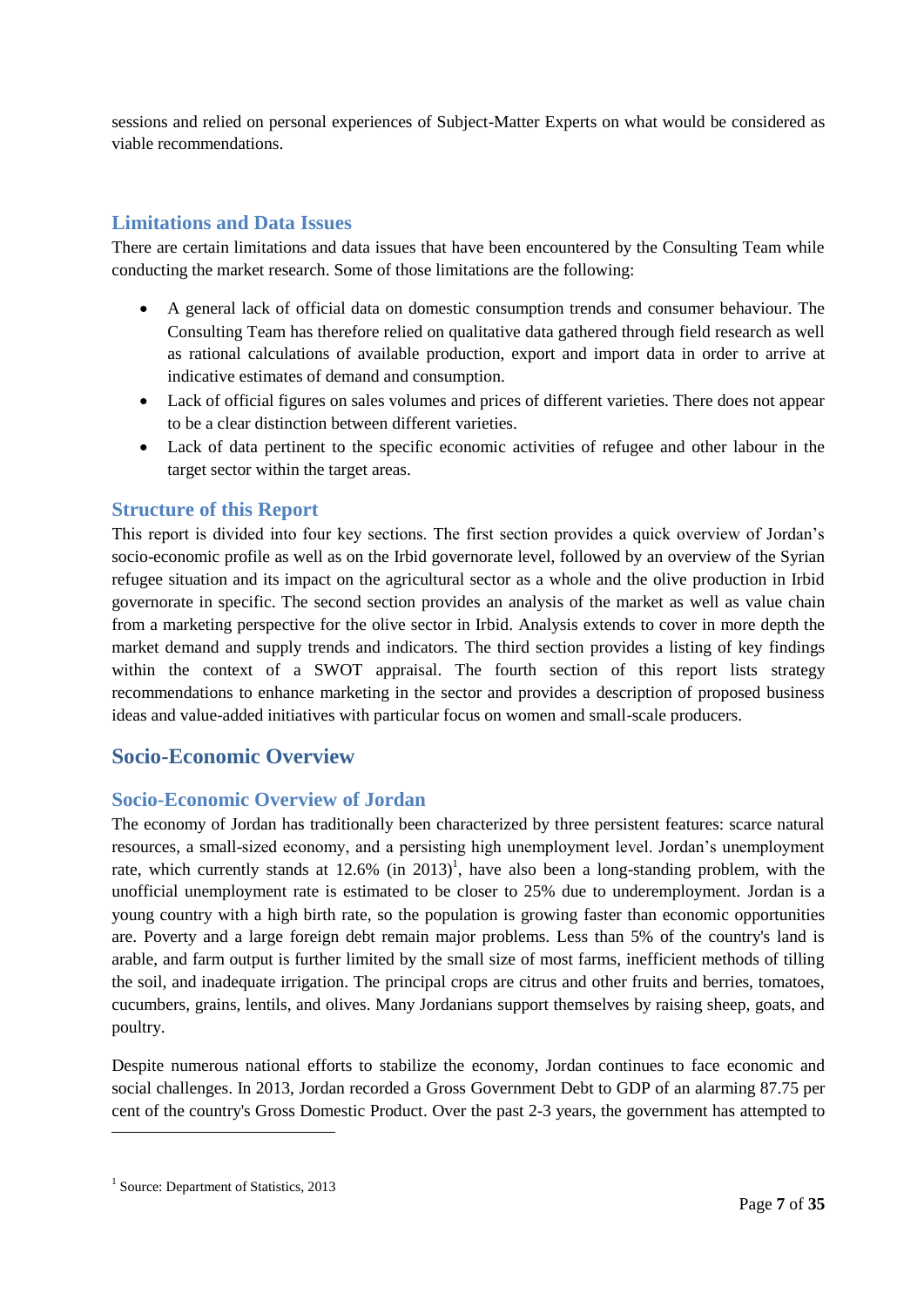sessions and relied on personal experiences of Subject-Matter Experts on what would be considered as viable recommendations.

### Limitations and Data Issues

There are certain limitations and data issues that have been encountered by the Consulting Team while conducting the market research. Some of those limitations are the following:

- A general lack of official data on domestic consumption trends and consumer behaviour. The Consulting Team has therefore relied on qualitative data gathered through field research as well as rational calculations of available production, export and import data in order to arrive at indicative estimates of demand and consumption.
- Lack of official figures on sales volumes and prices of different varieties. There does not appear to be a clear distinction between different varieties.
- Lack of data pertinent to the specific economic activities of refugee and other labour in the target sector within the target areas.

### Structure of this Report

This report is divided into four key sections. The first section provides a quick overview of Jordan's socio-economic profile as well as on the Irbid governorate level, followed by an overview of the Syrian refugee situation and its impact on the agricultural sector as a whole and the olive production in Irbid governorate in specific. The second section provides an analysis of the market as well as value chain from a marketing perspective for the olive sector in Irbid. Analysis extends to cover in more depth the market demand and supply trends and indicators. The third section provides a listing of key findings within the context of a SWOT appraisal. The fourth section of this report lists strategy recommendations to enhance marketing in the sector and provides a description of proposed business ideas and value-added initiatives with particular focus on women and small-scale producers.

## Socio-Economic Overview

### Socio-Economic Overview of Jordan

The economy of Jordan has traditionally been characterized by three persistent features: scarce natural resources, a small-sized economy, and a persisting high unemployment level. Jordan's unemployment rate, which currently stands at 12.6% (in 2013)[1], have also been a long-standing problem, with the unofficial unemployment rate is estimated to be closer to 25% due to underemployment. Jordan is a young country with a high birth rate, so the population is growing faster than economic opportunities are. Poverty and a large foreign debt remain major problems. Less than 5% of the country's land is arable, and farm output is further limited by the small size of most farms, inefficient methods of tilling the soil, and inadequate irrigation. The principal crops are citrus and other fruits and berries, tomatoes, cucumbers, grains, lentils, and olives. Many Jordanians support themselves by raising sheep, goats, and poultry.

Despite numerous national efforts to stabilize the economy, Jordan continues to face economic and social challenges. In 2013, Jordan recorded a Gross Government Debt to GDP of an alarming 87.75 per cent of the country's Gross Domestic Product. Over the past 2-3 years, the government has attempted to

---

[1] Source: Department of Statistics, 2013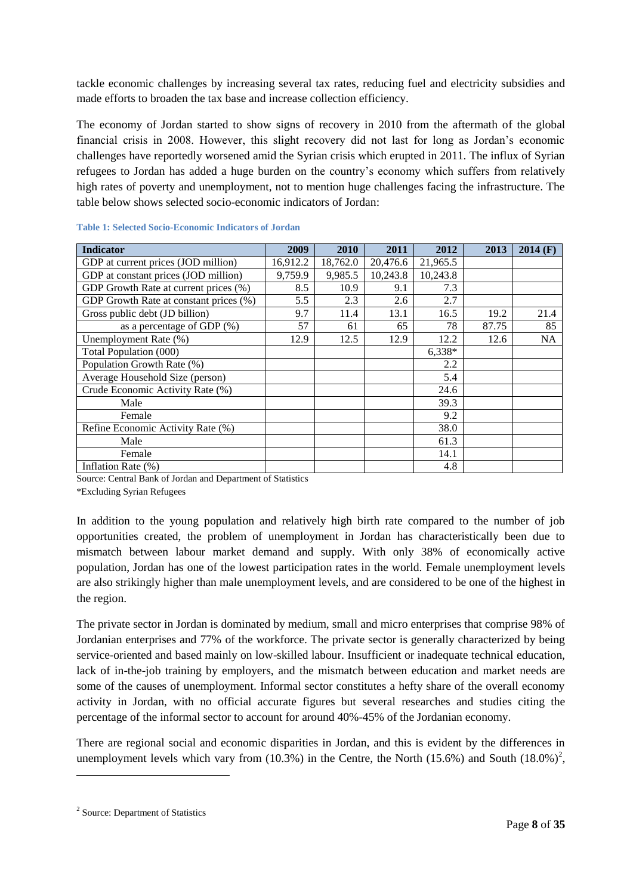tackle economic challenges by increasing several tax rates, reducing fuel and electricity subsidies and made efforts to broaden the tax base and increase collection efficiency.

The economy of Jordan started to show signs of recovery in 2010 from the aftermath of the global financial crisis in 2008. However, this slight recovery did not last for long as Jordan's economic challenges have reportedly worsened amid the Syrian crisis which erupted in 2011. The influx of Syrian refugees to Jordan has added a huge burden on the country's economy which suffers from relatively high rates of poverty and unemployment, not to mention huge challenges facing the infrastructure. The table below shows selected socio-economic indicators of Jordan:

**Table 1: Selected Socio-Economic Indicators of Jordan**

| Indicator | 2009 | 2010 | 2011 | 2012 | 2013 | 2014 (F) |
|---|---|---|---|---|---|---|
| GDP at current prices (JOD million) | 16,912.2 | 18,762.0 | 20,476.6 | 21,965.5 | | |
| GDP at constant prices (JOD million) | 9,759.9 | 9,985.5 | 10,243.8 | 10,243.8 | | |
| GDP Growth Rate at current prices (%) | 8.5 | 10.9 | 9.1 | 7.3 | | |
| GDP Growth Rate at constant prices (%) | 5.5 | 2.3 | 2.6 | 2.7 | | |
| Gross public debt (JD billion) | 9.7 | 11.4 | 13.1 | 16.5 | 19.2 | 21.4 |
| as a percentage of GDP (%) | 57 | 61 | 65 | 78 | 87.75 | 85 |
| Unemployment Rate (%) | 12.9 | 12.5 | 12.9 | 12.2 | 12.6 | NA |
| Total Population (000) | | | | 6,338* | | |
| Population Growth Rate (%) | | | | 2.2 | | |
| Average Household Size (person) | | | | 5.4 | | |
| Crude Economic Activity Rate (%) | | | | 24.6 | | |
| Male | | | | 39.3 | | |
| Female | | | | 9.2 | | |
| Refine Economic Activity Rate (%) | | | | 38.0 | | |
| Male | | | | 61.3 | | |
| Female | | | | 14.1 | | |
| Inflation Rate (%) | | | | 4.8 | | |

Source: Central Bank of Jordan and Department of Statistics

*Excluding Syrian Refugees

In addition to the young population and relatively high birth rate compared to the number of job opportunities created, the problem of unemployment in Jordan has characteristically been due to mismatch between labour market demand and supply. With only 38% of economically active population, Jordan has one of the lowest participation rates in the world. Female unemployment levels are also strikingly higher than male unemployment levels, and are considered to be one of the highest in the region.

The private sector in Jordan is dominated by medium, small and micro enterprises that comprise 98% of Jordanian enterprises and 77% of the workforce. The private sector is generally characterized by being service-oriented and based mainly on low-skilled labour. Insufficient or inadequate technical education, lack of in-the-job training by employers, and the mismatch between education and market needs are some of the causes of unemployment. Informal sector constitutes a hefty share of the overall economy activity in Jordan, with no official accurate figures but several researches and studies citing the percentage of the informal sector to account for around 40%-45% of the Jordanian economy.

There are regional social and economic disparities in Jordan, and this is evident by the differences in unemployment levels which vary from (10.3%) in the Centre, the North (15.6%) and South (18.0%)[2],

[2] Source: Department of Statistics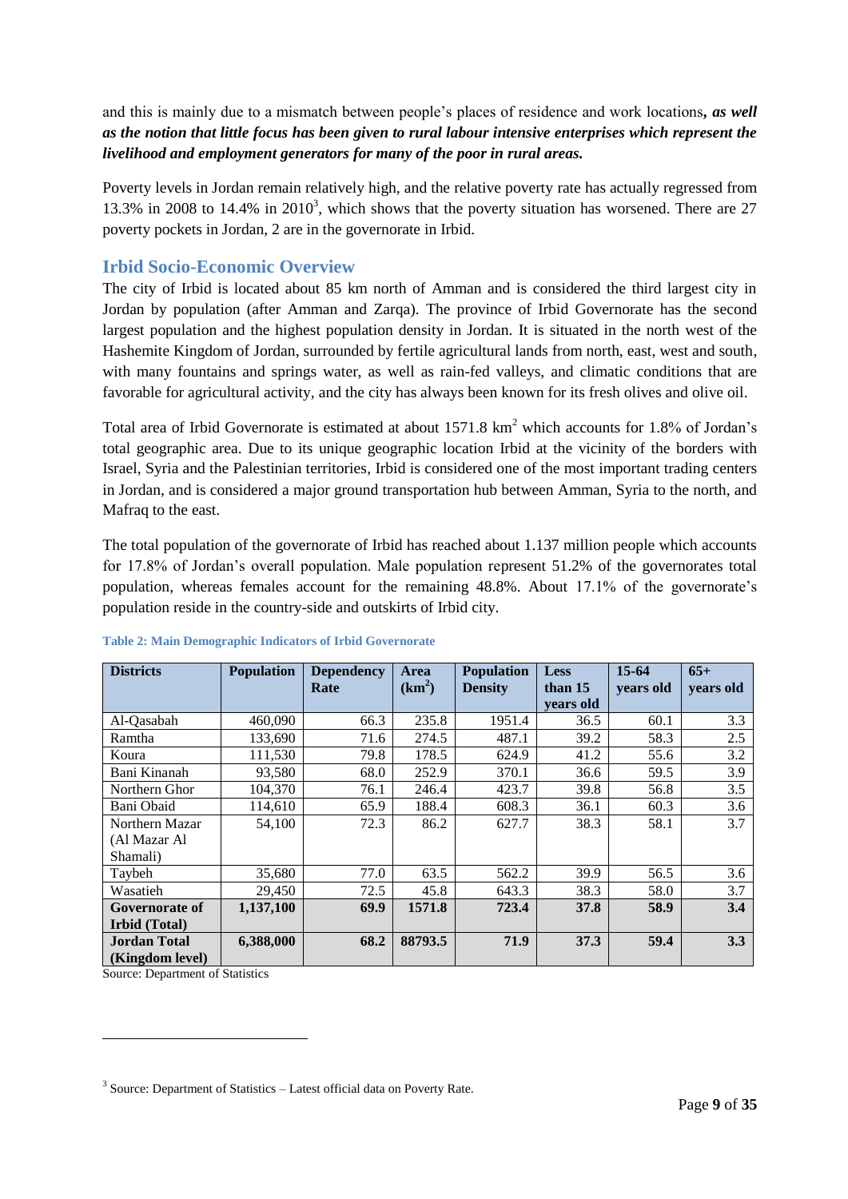and this is mainly due to a mismatch between people's places of residence and work locations***, as well as the notion that little focus has been given to rural labour intensive enterprises which represent the livelihood and employment generators for many of the poor in rural areas.***

Poverty levels in Jordan remain relatively high, and the relative poverty rate has actually regressed from 13.3% in 2008 to 14.4% in 2010[3], which shows that the poverty situation has worsened. There are 27 poverty pockets in Jordan, 2 are in the governorate in Irbid.

## Irbid Socio-Economic Overview

The city of Irbid is located about 85 km north of Amman and is considered the third largest city in Jordan by population (after Amman and Zarqa). The province of Irbid Governorate has the second largest population and the highest population density in Jordan. It is situated in the north west of the Hashemite Kingdom of Jordan, surrounded by fertile agricultural lands from north, east, west and south, with many fountains and springs water, as well as rain-fed valleys, and climatic conditions that are favorable for agricultural activity, and the city has always been known for its fresh olives and olive oil.

Total area of Irbid Governorate is estimated at about 1571.8 km$^2$ which accounts for 1.8% of Jordan's total geographic area. Due to its unique geographic location Irbid at the vicinity of the borders with Israel, Syria and the Palestinian territories, Irbid is considered one of the most important trading centers in Jordan, and is considered a major ground transportation hub between Amman, Syria to the north, and Mafraq to the east.

The total population of the governorate of Irbid has reached about 1.137 million people which accounts for 17.8% of Jordan's overall population. Male population represent 51.2% of the governorates total population, whereas females account for the remaining 48.8%. About 17.1% of the governorate's population reside in the country-side and outskirts of Irbid city.

**Table 2: Main Demographic Indicators of Irbid Governorate**

| Districts | Population | Dependency Rate | Area (km$^2$) | Population Density | Less than 15 years old | 15-64 years old | 65+ years old |
|---|---|---|---|---|---|---|---|
| Al-Qasabah | 460,090 | 66.3 | 235.8 | 1951.4 | 36.5 | 60.1 | 3.3 |
| Ramtha | 133,690 | 71.6 | 274.5 | 487.1 | 39.2 | 58.3 | 2.5 |
| Koura | 111,530 | 79.8 | 178.5 | 624.9 | 41.2 | 55.6 | 3.2 |
| Bani Kinanah | 93,580 | 68.0 | 252.9 | 370.1 | 36.6 | 59.5 | 3.9 |
| Northern Ghor | 104,370 | 76.1 | 246.4 | 423.7 | 39.8 | 56.8 | 3.5 |
| Bani Obaid | 114,610 | 65.9 | 188.4 | 608.3 | 36.1 | 60.3 | 3.6 |
| Northern Mazar (Al Mazar Al Shamali) | 54,100 | 72.3 | 86.2 | 627.7 | 38.3 | 58.1 | 3.7 |
| Taybeh | 35,680 | 77.0 | 63.5 | 562.2 | 39.9 | 56.5 | 3.6 |
| Wasatieh | 29,450 | 72.5 | 45.8 | 643.3 | 38.3 | 58.0 | 3.7 |
| **Governorate of Irbid (Total)** | **1,137,100** | **69.9** | **1571.8** | **723.4** | **37.8** | **58.9** | **3.4** |
| **Jordan Total (Kingdom level)** | **6,388,000** | **68.2** | **88793.5** | **71.9** | **37.3** | **59.4** | **3.3** |

Source: Department of Statistics

[3] Source: Department of Statistics – Latest official data on Poverty Rate.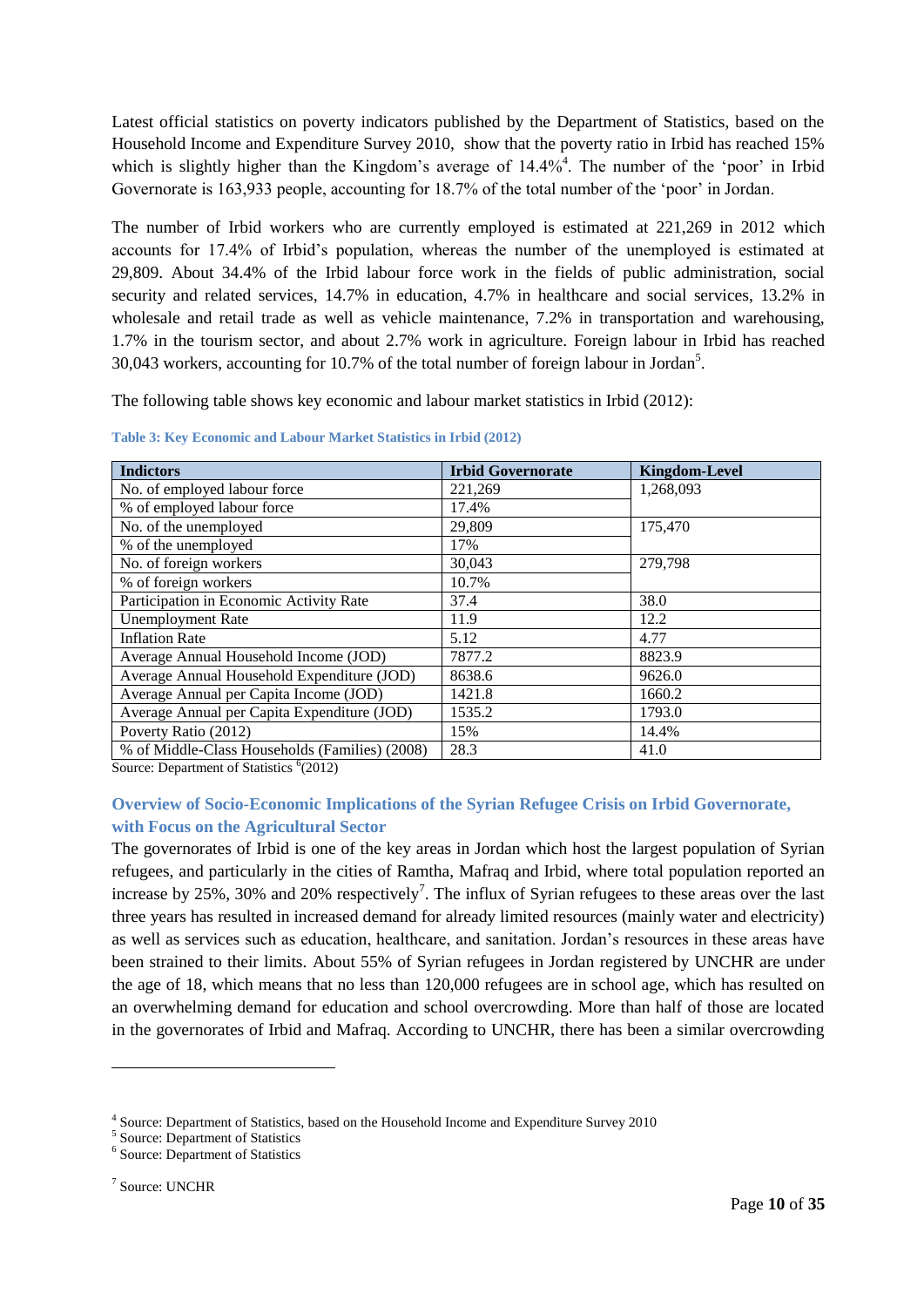Latest official statistics on poverty indicators published by the Department of Statistics, based on the Household Income and Expenditure Survey 2010, show that the poverty ratio in Irbid has reached 15% which is slightly higher than the Kingdom's average of 14.4%[4]. The number of the 'poor' in Irbid Governorate is 163,933 people, accounting for 18.7% of the total number of the 'poor' in Jordan.

The number of Irbid workers who are currently employed is estimated at 221,269 in 2012 which accounts for 17.4% of Irbid's population, whereas the number of the unemployed is estimated at 29,809. About 34.4% of the Irbid labour force work in the fields of public administration, social security and related services, 14.7% in education, 4.7% in healthcare and social services, 13.2% in wholesale and retail trade as well as vehicle maintenance, 7.2% in transportation and warehousing, 1.7% in the tourism sector, and about 2.7% work in agriculture. Foreign labour in Irbid has reached 30,043 workers, accounting for 10.7% of the total number of foreign labour in Jordan[5].

The following table shows key economic and labour market statistics in Irbid (2012):

**Table 3: Key Economic and Labour Market Statistics in Irbid (2012)**

| Indictors | Irbid Governorate | Kingdom-Level |
|---|---|---|
| No. of employed labour force | 221,269 | 1,268,093 |
| % of employed labour force | 17.4% | |
| No. of the unemployed | 29,809 | 175,470 |
| % of the unemployed | 17% | |
| No. of foreign workers | 30,043 | 279,798 |
| % of foreign workers | 10.7% | |
| Participation in Economic Activity Rate | 37.4 | 38.0 |
| Unemployment Rate | 11.9 | 12.2 |
| Inflation Rate | 5.12 | 4.77 |
| Average Annual Household Income (JOD) | 7877.2 | 8823.9 |
| Average Annual Household Expenditure (JOD) | 8638.6 | 9626.0 |
| Average Annual per Capita Income (JOD) | 1421.8 | 1660.2 |
| Average Annual per Capita Expenditure (JOD) | 1535.2 | 1793.0 |
| Poverty Ratio (2012) | 15% | 14.4% |
| % of Middle-Class Households (Families) (2008) | 28.3 | 41.0 |

Source: Department of Statistics [6](2012)

## Overview of Socio-Economic Implications of the Syrian Refugee Crisis on Irbid Governorate, with Focus on the Agricultural Sector

The governorates of Irbid is one of the key areas in Jordan which host the largest population of Syrian refugees, and particularly in the cities of Ramtha, Mafraq and Irbid, where total population reported an increase by 25%, 30% and 20% respectively[7]. The influx of Syrian refugees to these areas over the last three years has resulted in increased demand for already limited resources (mainly water and electricity) as well as services such as education, healthcare, and sanitation. Jordan's resources in these areas have been strained to their limits. About 55% of Syrian refugees in Jordan registered by UNCHR are under the age of 18, which means that no less than 120,000 refugees are in school age, which has resulted on an overwhelming demand for education and school overcrowding. More than half of those are located in the governorates of Irbid and Mafraq. According to UNCHR, there has been a similar overcrowding

---

[4] Source: Department of Statistics, based on the Household Income and Expenditure Survey 2010

[5] Source: Department of Statistics

[6] Source: Department of Statistics

[7] Source: UNCHR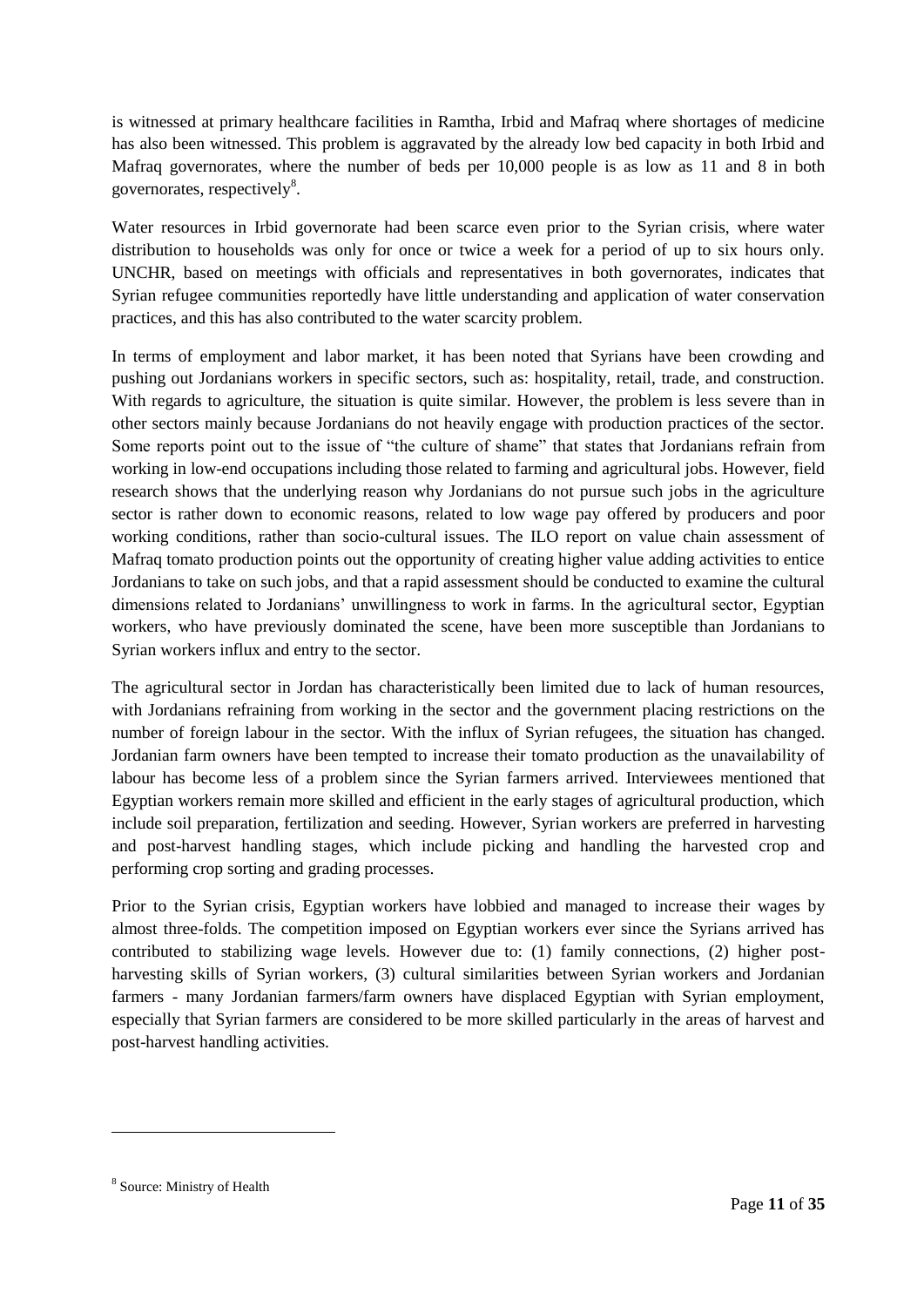is witnessed at primary healthcare facilities in Ramtha, Irbid and Mafraq where shortages of medicine has also been witnessed. This problem is aggravated by the already low bed capacity in both Irbid and Mafraq governorates, where the number of beds per 10,000 people is as low as 11 and 8 in both governorates, respectively[8].

Water resources in Irbid governorate had been scarce even prior to the Syrian crisis, where water distribution to households was only for once or twice a week for a period of up to six hours only. UNCHR, based on meetings with officials and representatives in both governorates, indicates that Syrian refugee communities reportedly have little understanding and application of water conservation practices, and this has also contributed to the water scarcity problem.

In terms of employment and labor market, it has been noted that Syrians have been crowding and pushing out Jordanians workers in specific sectors, such as: hospitality, retail, trade, and construction. With regards to agriculture, the situation is quite similar. However, the problem is less severe than in other sectors mainly because Jordanians do not heavily engage with production practices of the sector. Some reports point out to the issue of "the culture of shame" that states that Jordanians refrain from working in low-end occupations including those related to farming and agricultural jobs. However, field research shows that the underlying reason why Jordanians do not pursue such jobs in the agriculture sector is rather down to economic reasons, related to low wage pay offered by producers and poor working conditions, rather than socio-cultural issues. The ILO report on value chain assessment of Mafraq tomato production points out the opportunity of creating higher value adding activities to entice Jordanians to take on such jobs, and that a rapid assessment should be conducted to examine the cultural dimensions related to Jordanians' unwillingness to work in farms. In the agricultural sector, Egyptian workers, who have previously dominated the scene, have been more susceptible than Jordanians to Syrian workers influx and entry to the sector.

The agricultural sector in Jordan has characteristically been limited due to lack of human resources, with Jordanians refraining from working in the sector and the government placing restrictions on the number of foreign labour in the sector. With the influx of Syrian refugees, the situation has changed. Jordanian farm owners have been tempted to increase their tomato production as the unavailability of labour has become less of a problem since the Syrian farmers arrived. Interviewees mentioned that Egyptian workers remain more skilled and efficient in the early stages of agricultural production, which include soil preparation, fertilization and seeding. However, Syrian workers are preferred in harvesting and post-harvest handling stages, which include picking and handling the harvested crop and performing crop sorting and grading processes.

Prior to the Syrian crisis, Egyptian workers have lobbied and managed to increase their wages by almost three-folds. The competition imposed on Egyptian workers ever since the Syrians arrived has contributed to stabilizing wage levels. However due to: (1) family connections, (2) higher post-harvesting skills of Syrian workers, (3) cultural similarities between Syrian workers and Jordanian farmers - many Jordanian farmers/farm owners have displaced Egyptian with Syrian employment, especially that Syrian farmers are considered to be more skilled particularly in the areas of harvest and post-harvest handling activities.

[8] Source: Ministry of Health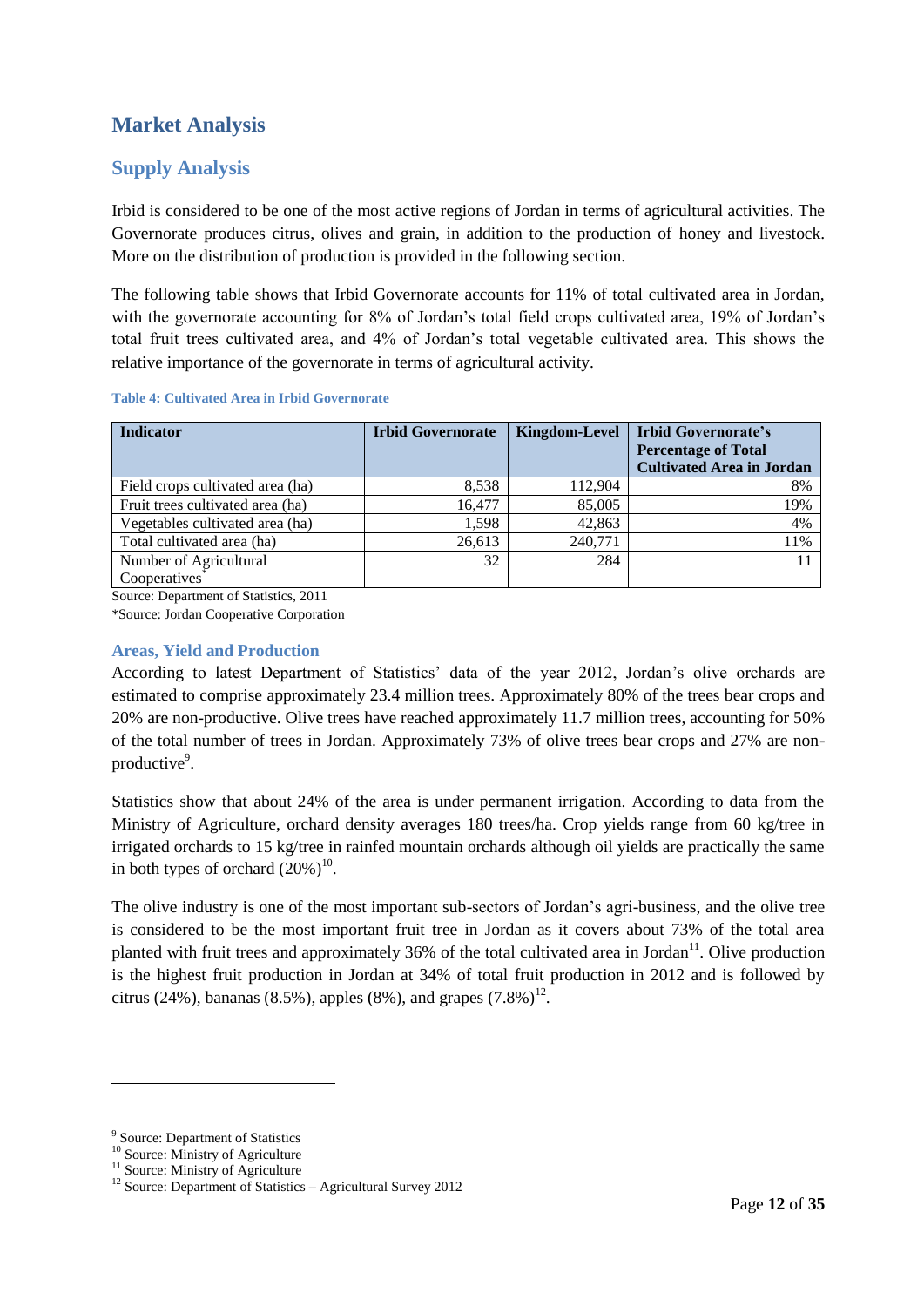# Market Analysis

## Supply Analysis

Irbid is considered to be one of the most active regions of Jordan in terms of agricultural activities. The Governorate produces citrus, olives and grain, in addition to the production of honey and livestock. More on the distribution of production is provided in the following section.

The following table shows that Irbid Governorate accounts for 11% of total cultivated area in Jordan, with the governorate accounting for 8% of Jordan's total field crops cultivated area, 19% of Jordan's total fruit trees cultivated area, and 4% of Jordan's total vegetable cultivated area. This shows the relative importance of the governorate in terms of agricultural activity.

**Table 4: Cultivated Area in Irbid Governorate**

| Indicator | Irbid Governorate | Kingdom-Level | Irbid Governorate's Percentage of Total Cultivated Area in Jordan |
|---|---|---|---|
| Field crops cultivated area (ha) | 8,538 | 112,904 | 8% |
| Fruit trees cultivated area (ha) | 16,477 | 85,005 | 19% |
| Vegetables cultivated area (ha) | 1,598 | 42,863 | 4% |
| Total cultivated area (ha) | 26,613 | 240,771 | 11% |
| Number of Agricultural Cooperatives* | 32 | 284 | 11 |

Source: Department of Statistics, 2011

*Source: Jordan Cooperative Corporation

### Areas, Yield and Production

According to latest Department of Statistics' data of the year 2012, Jordan's olive orchards are estimated to comprise approximately 23.4 million trees. Approximately 80% of the trees bear crops and 20% are non-productive. Olive trees have reached approximately 11.7 million trees, accounting for 50% of the total number of trees in Jordan. Approximately 73% of olive trees bear crops and 27% are non-productive[9].

Statistics show that about 24% of the area is under permanent irrigation. According to data from the Ministry of Agriculture, orchard density averages 180 trees/ha. Crop yields range from 60 kg/tree in irrigated orchards to 15 kg/tree in rainfed mountain orchards although oil yields are practically the same in both types of orchard (20%)[10].

The olive industry is one of the most important sub-sectors of Jordan's agri-business, and the olive tree is considered to be the most important fruit tree in Jordan as it covers about 73% of the total area planted with fruit trees and approximately 36% of the total cultivated area in Jordan[11]. Olive production is the highest fruit production in Jordan at 34% of total fruit production in 2012 and is followed by citrus (24%), bananas (8.5%), apples (8%), and grapes (7.8%)[12].

---

[9] Source: Department of Statistics

[10] Source: Ministry of Agriculture

[11] Source: Ministry of Agriculture

[12] Source: Department of Statistics – Agricultural Survey 2012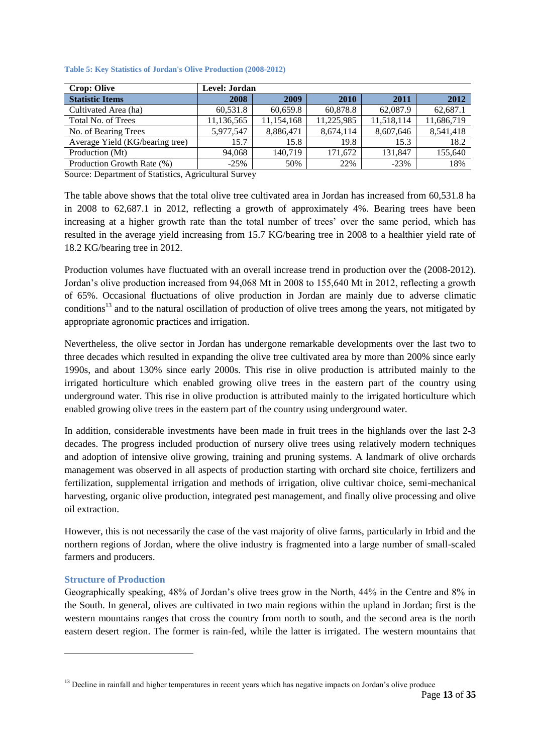**Table 5: Key Statistics of Jordan's Olive Production (2008-2012)**

| Crop: Olive | Level: Jordan | | | | |
|---|---|---|---|---|---|
| **Statistic Items** | **2008** | **2009** | **2010** | **2011** | **2012** |
| Cultivated Area (ha) | 60,531.8 | 60,659.8 | 60,878.8 | 62,087.9 | 62,687.1 |
| Total No. of Trees | 11,136,565 | 11,154,168 | 11,225,985 | 11,518,114 | 11,686,719 |
| No. of Bearing Trees | 5,977,547 | 8,886,471 | 8,674,114 | 8,607,646 | 8,541,418 |
| Average Yield (KG/bearing tree) | 15.7 | 15.8 | 19.8 | 15.3 | 18.2 |
| Production (Mt) | 94,068 | 140,719 | 171,672 | 131,847 | 155,640 |
| Production Growth Rate (%) | -25% | 50% | 22% | -23% | 18% |

Source: Department of Statistics, Agricultural Survey

The table above shows that the total olive tree cultivated area in Jordan has increased from 60,531.8 ha in 2008 to 62,687.1 in 2012, reflecting a growth of approximately 4%. Bearing trees have been increasing at a higher growth rate than the total number of trees' over the same period, which has resulted in the average yield increasing from 15.7 KG/bearing tree in 2008 to a healthier yield rate of 18.2 KG/bearing tree in 2012.

Production volumes have fluctuated with an overall increase trend in production over the (2008-2012). Jordan's olive production increased from 94,068 Mt in 2008 to 155,640 Mt in 2012, reflecting a growth of 65%. Occasional fluctuations of olive production in Jordan are mainly due to adverse climatic conditions[13] and to the natural oscillation of production of olive trees among the years, not mitigated by appropriate agronomic practices and irrigation.

Nevertheless, the olive sector in Jordan has undergone remarkable developments over the last two to three decades which resulted in expanding the olive tree cultivated area by more than 200% since early 1990s, and about 130% since early 2000s. This rise in olive production is attributed mainly to the irrigated horticulture which enabled growing olive trees in the eastern part of the country using underground water. This rise in olive production is attributed mainly to the irrigated horticulture which enabled growing olive trees in the eastern part of the country using underground water.

In addition, considerable investments have been made in fruit trees in the highlands over the last 2-3 decades. The progress included production of nursery olive trees using relatively modern techniques and adoption of intensive olive growing, training and pruning systems. A landmark of olive orchards management was observed in all aspects of production starting with orchard site choice, fertilizers and fertilization, supplemental irrigation and methods of irrigation, olive cultivar choice, semi-mechanical harvesting, organic olive production, integrated pest management, and finally olive processing and olive oil extraction.

However, this is not necessarily the case of the vast majority of olive farms, particularly in Irbid and the northern regions of Jordan, where the olive industry is fragmented into a large number of small-scaled farmers and producers.

### Structure of Production

Geographically speaking, 48% of Jordan's olive trees grow in the North, 44% in the Centre and 8% in the South. In general, olives are cultivated in two main regions within the upland in Jordan; first is the western mountains ranges that cross the country from north to south, and the second area is the north eastern desert region. The former is rain-fed, while the latter is irrigated. The western mountains that

[13] Decline in rainfall and higher temperatures in recent years which has negative impacts on Jordan's olive produce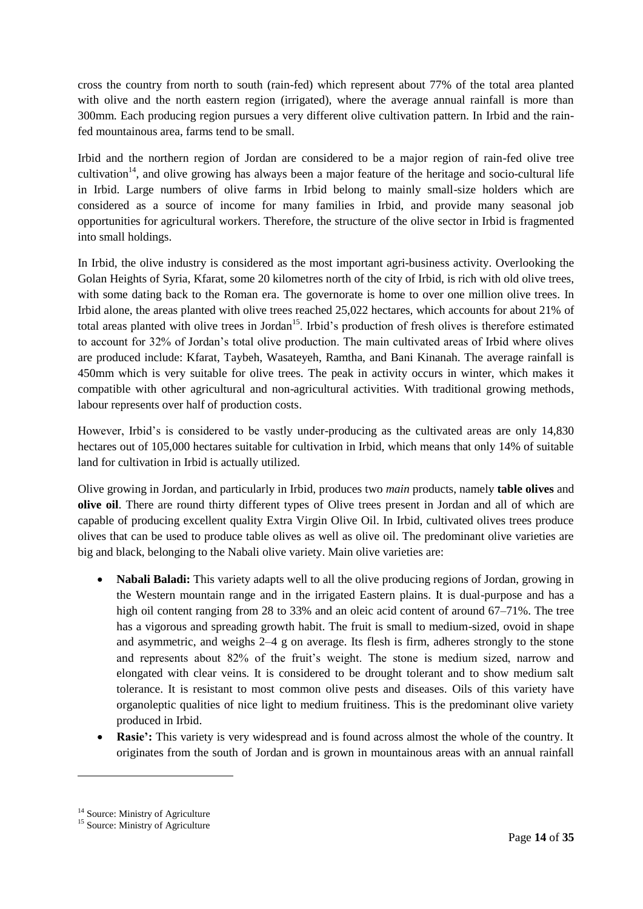cross the country from north to south (rain-fed) which represent about 77% of the total area planted with olive and the north eastern region (irrigated), where the average annual rainfall is more than 300mm. Each producing region pursues a very different olive cultivation pattern. In Irbid and the rain-fed mountainous area, farms tend to be small.

Irbid and the northern region of Jordan are considered to be a major region of rain-fed olive tree cultivation[14], and olive growing has always been a major feature of the heritage and socio-cultural life in Irbid. Large numbers of olive farms in Irbid belong to mainly small-size holders which are considered as a source of income for many families in Irbid, and provide many seasonal job opportunities for agricultural workers. Therefore, the structure of the olive sector in Irbid is fragmented into small holdings.

In Irbid, the olive industry is considered as the most important agri-business activity. Overlooking the Golan Heights of Syria, Kfarat, some 20 kilometres north of the city of Irbid, is rich with old olive trees, with some dating back to the Roman era. The governorate is home to over one million olive trees. In Irbid alone, the areas planted with olive trees reached 25,022 hectares, which accounts for about 21% of total areas planted with olive trees in Jordan[15]. Irbid's production of fresh olives is therefore estimated to account for 32% of Jordan's total olive production. The main cultivated areas of Irbid where olives are produced include: Kfarat, Taybeh, Wasateyeh, Ramtha, and Bani Kinanah. The average rainfall is 450mm which is very suitable for olive trees. The peak in activity occurs in winter, which makes it compatible with other agricultural and non-agricultural activities. With traditional growing methods, labour represents over half of production costs.

However, Irbid's is considered to be vastly under-producing as the cultivated areas are only 14,830 hectares out of 105,000 hectares suitable for cultivation in Irbid, which means that only 14% of suitable land for cultivation in Irbid is actually utilized.

Olive growing in Jordan, and particularly in Irbid, produces two *main* products, namely **table olives** and **olive oil**. There are round thirty different types of Olive trees present in Jordan and all of which are capable of producing excellent quality Extra Virgin Olive Oil. In Irbid, cultivated olives trees produce olives that can be used to produce table olives as well as olive oil. The predominant olive varieties are big and black, belonging to the Nabali olive variety. Main olive varieties are:

- **Nabali Baladi:** This variety adapts well to all the olive producing regions of Jordan, growing in the Western mountain range and in the irrigated Eastern plains. It is dual-purpose and has a high oil content ranging from 28 to 33% and an oleic acid content of around 67–71%. The tree has a vigorous and spreading growth habit. The fruit is small to medium-sized, ovoid in shape and asymmetric, and weighs 2–4 g on average. Its flesh is firm, adheres strongly to the stone and represents about 82% of the fruit's weight. The stone is medium sized, narrow and elongated with clear veins. It is considered to be drought tolerant and to show medium salt tolerance. It is resistant to most common olive pests and diseases. Oils of this variety have organoleptic qualities of nice light to medium fruitiness. This is the predominant olive variety produced in Irbid.
- **Rasie':** This variety is very widespread and is found across almost the whole of the country. It originates from the south of Jordan and is grown in mountainous areas with an annual rainfall

[14] Source: Ministry of Agriculture

[15] Source: Ministry of Agriculture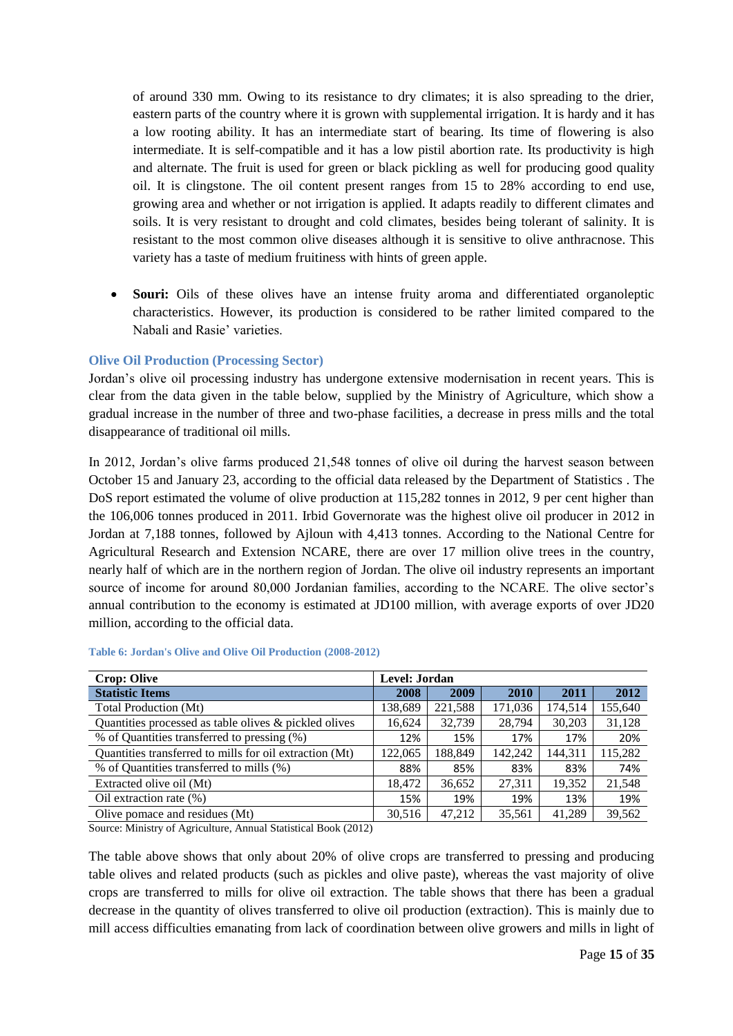of around 330 mm. Owing to its resistance to dry climates; it is also spreading to the drier, eastern parts of the country where it is grown with supplemental irrigation. It is hardy and it has a low rooting ability. It has an intermediate start of bearing. Its time of flowering is also intermediate. It is self-compatible and it has a low pistil abortion rate. Its productivity is high and alternate. The fruit is used for green or black pickling as well for producing good quality oil. It is clingstone. The oil content present ranges from 15 to 28% according to end use, growing area and whether or not irrigation is applied. It adapts readily to different climates and soils. It is very resistant to drought and cold climates, besides being tolerant of salinity. It is resistant to the most common olive diseases although it is sensitive to olive anthracnose. This variety has a taste of medium fruitiness with hints of green apple.

- **Souri:** Oils of these olives have an intense fruity aroma and differentiated organoleptic characteristics. However, its production is considered to be rather limited compared to the Nabali and Rasie' varieties.

### Olive Oil Production (Processing Sector)

Jordan's olive oil processing industry has undergone extensive modernisation in recent years. This is clear from the data given in the table below, supplied by the Ministry of Agriculture, which show a gradual increase in the number of three and two-phase facilities, a decrease in press mills and the total disappearance of traditional oil mills.

In 2012, Jordan's olive farms produced 21,548 tonnes of olive oil during the harvest season between October 15 and January 23, according to the official data released by the Department of Statistics . The DoS report estimated the volume of olive production at 115,282 tonnes in 2012, 9 per cent higher than the 106,006 tonnes produced in 2011. Irbid Governorate was the highest olive oil producer in 2012 in Jordan at 7,188 tonnes, followed by Ajloun with 4,413 tonnes. According to the National Centre for Agricultural Research and Extension NCARE, there are over 17 million olive trees in the country, nearly half of which are in the northern region of Jordan. The olive oil industry represents an important source of income for around 80,000 Jordanian families, according to the NCARE. The olive sector's annual contribution to the economy is estimated at JD100 million, with average exports of over JD20 million, according to the official data.

**Table 6: Jordan's Olive and Olive Oil Production (2008-2012)**

| Crop: Olive | Level: Jordan | | | | |
|---|---|---|---|---|---|
| **Statistic Items** | **2008** | **2009** | **2010** | **2011** | **2012** |
| Total Production (Mt) | 138,689 | 221,588 | 171,036 | 174,514 | 155,640 |
| Quantities processed as table olives & pickled olives | 16,624 | 32,739 | 28,794 | 30,203 | 31,128 |
| % of Quantities transferred to pressing (%) | 12% | 15% | 17% | 17% | 20% |
| Quantities transferred to mills for oil extraction (Mt) | 122,065 | 188,849 | 142,242 | 144,311 | 115,282 |
| % of Quantities transferred to mills (%) | 88% | 85% | 83% | 83% | 74% |
| Extracted olive oil (Mt) | 18,472 | 36,652 | 27,311 | 19,352 | 21,548 |
| Oil extraction rate (%) | 15% | 19% | 19% | 13% | 19% |
| Olive pomace and residues (Mt) | 30,516 | 47,212 | 35,561 | 41,289 | 39,562 |

Source: Ministry of Agriculture, Annual Statistical Book (2012)

The table above shows that only about 20% of olive crops are transferred to pressing and producing table olives and related products (such as pickles and olive paste), whereas the vast majority of olive crops are transferred to mills for olive oil extraction. The table shows that there has been a gradual decrease in the quantity of olives transferred to olive oil production (extraction). This is mainly due to mill access difficulties emanating from lack of coordination between olive growers and mills in light of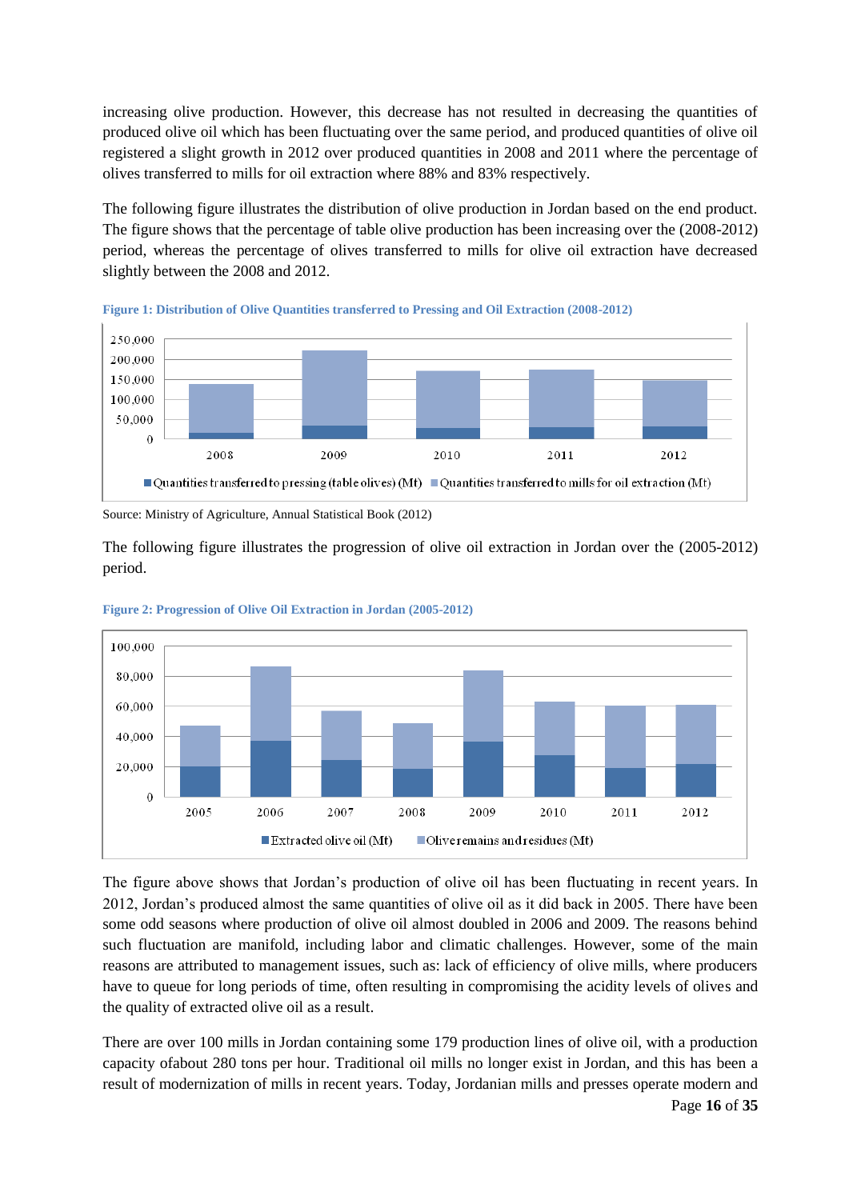increasing olive production. However, this decrease has not resulted in decreasing the quantities of produced olive oil which has been fluctuating over the same period, and produced quantities of olive oil registered a slight growth in 2012 over produced quantities in 2008 and 2011 where the percentage of olives transferred to mills for oil extraction where 88% and 83% respectively.

The following figure illustrates the distribution of olive production in Jordan based on the end product. The figure shows that the percentage of table olive production has been increasing over the (2008-2012) period, whereas the percentage of olives transferred to mills for olive oil extraction have decreased slightly between the 2008 and 2012.

**Figure 1: Distribution of Olive Quantities transferred to Pressing and Oil Extraction (2008-2012)**

Source: Ministry of Agriculture, Annual Statistical Book (2012)

The following figure illustrates the progression of olive oil extraction in Jordan over the (2005-2012) period.

**Figure 2: Progression of Olive Oil Extraction in Jordan (2005-2012)**

The figure above shows that Jordan's production of olive oil has been fluctuating in recent years. In 2012, Jordan's produced almost the same quantities of olive oil as it did back in 2005. There have been some odd seasons where production of olive oil almost doubled in 2006 and 2009. The reasons behind such fluctuation are manifold, including labor and climatic challenges. However, some of the main reasons are attributed to management issues, such as: lack of efficiency of olive mills, where producers have to queue for long periods of time, often resulting in compromising the acidity levels of olives and the quality of extracted olive oil as a result.

There are over 100 mills in Jordan containing some 179 production lines of olive oil, with a production capacity ofabout 280 tons per hour. Traditional oil mills no longer exist in Jordan, and this has been a result of modernization of mills in recent years. Today, Jordanian mills and presses operate modern and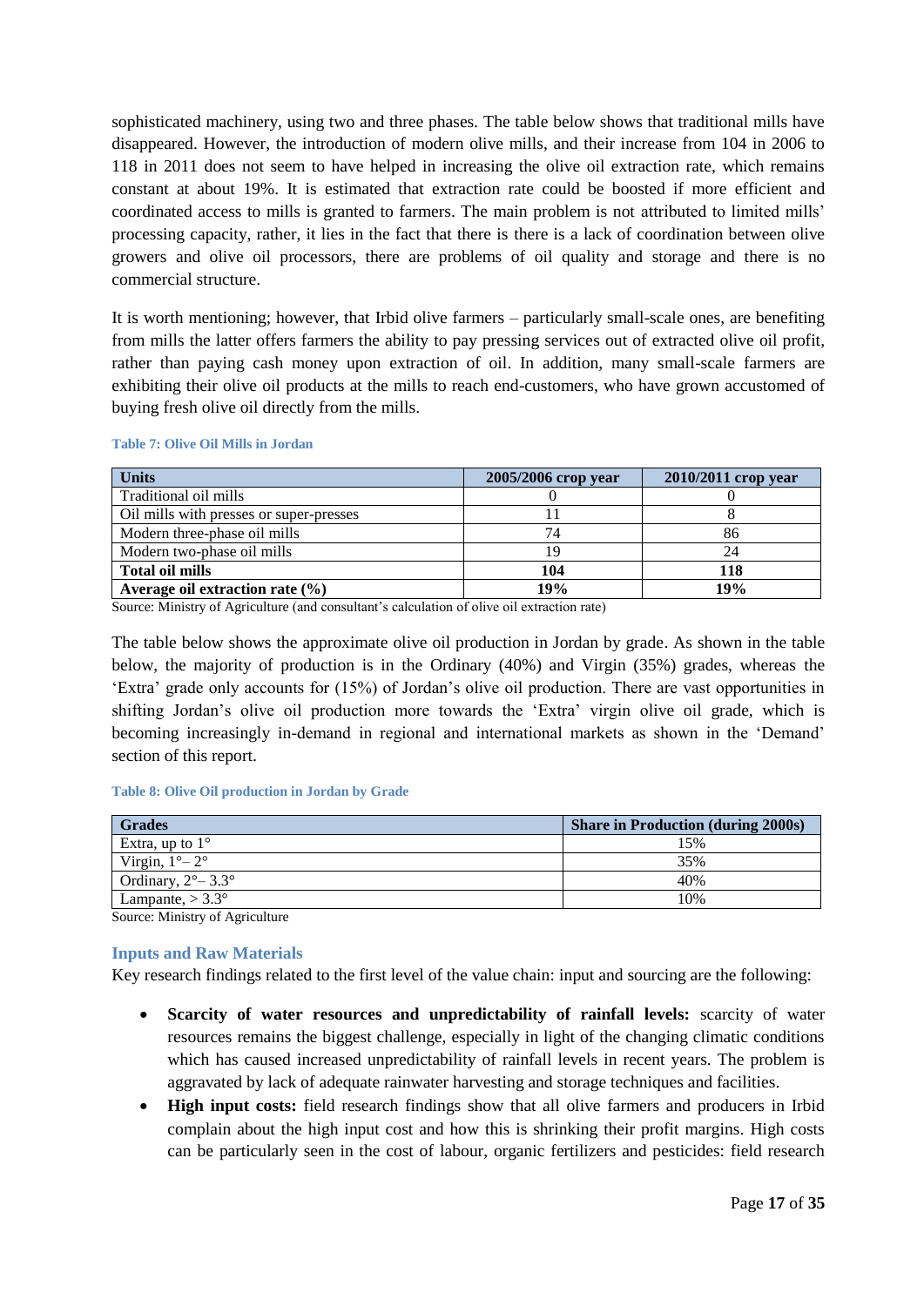sophisticated machinery, using two and three phases. The table below shows that traditional mills have disappeared. However, the introduction of modern olive mills, and their increase from 104 in 2006 to 118 in 2011 does not seem to have helped in increasing the olive oil extraction rate, which remains constant at about 19%. It is estimated that extraction rate could be boosted if more efficient and coordinated access to mills is granted to farmers. The main problem is not attributed to limited mills' processing capacity, rather, it lies in the fact that there is there is a lack of coordination between olive growers and olive oil processors, there are problems of oil quality and storage and there is no commercial structure.

It is worth mentioning; however, that Irbid olive farmers – particularly small-scale ones, are benefiting from mills the latter offers farmers the ability to pay pressing services out of extracted olive oil profit, rather than paying cash money upon extraction of oil. In addition, many small-scale farmers are exhibiting their olive oil products at the mills to reach end-customers, who have grown accustomed of buying fresh olive oil directly from the mills.

**Table 7: Olive Oil Mills in Jordan**

| Units | 2005/2006 crop year | 2010/2011 crop year |
|---|---|---|
| Traditional oil mills | 0 | 0 |
| Oil mills with presses or super-presses | 11 | 8 |
| Modern three-phase oil mills | 74 | 86 |
| Modern two-phase oil mills | 19 | 24 |
| **Total oil mills** | **104** | **118** |
| **Average oil extraction rate (%)** | **19%** | **19%** |

Source: Ministry of Agriculture (and consultant's calculation of olive oil extraction rate)

The table below shows the approximate olive oil production in Jordan by grade. As shown in the table below, the majority of production is in the Ordinary (40%) and Virgin (35%) grades, whereas the 'Extra' grade only accounts for (15%) of Jordan's olive oil production. There are vast opportunities in shifting Jordan's olive oil production more towards the 'Extra' virgin olive oil grade, which is becoming increasingly in-demand in regional and international markets as shown in the 'Demand' section of this report.

**Table 8: Olive Oil production in Jordan by Grade**

| Grades | Share in Production (during 2000s) |
|---|---|
| Extra, up to 1° | 15% |
| Virgin, 1°– 2° | 35% |
| Ordinary, 2°– 3.3° | 40% |
| Lampante, > 3.3° | 10% |

Source: Ministry of Agriculture

### Inputs and Raw Materials

Key research findings related to the first level of the value chain: input and sourcing are the following:

- **Scarcity of water resources and unpredictability of rainfall levels:** scarcity of water resources remains the biggest challenge, especially in light of the changing climatic conditions which has caused increased unpredictability of rainfall levels in recent years. The problem is aggravated by lack of adequate rainwater harvesting and storage techniques and facilities.
- **High input costs:** field research findings show that all olive farmers and producers in Irbid complain about the high input cost and how this is shrinking their profit margins. High costs can be particularly seen in the cost of labour, organic fertilizers and pesticides: field research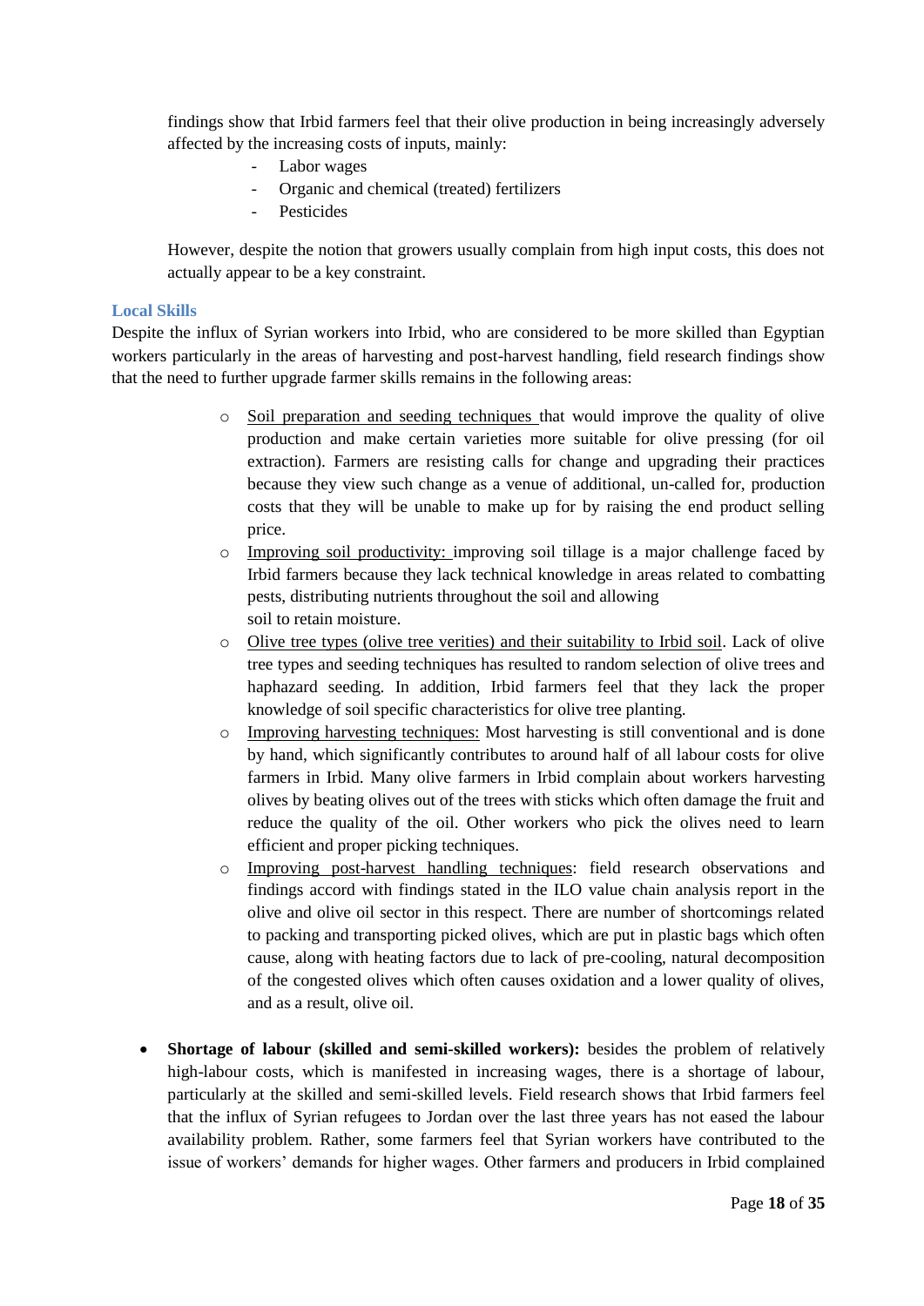findings show that Irbid farmers feel that their olive production in being increasingly adversely affected by the increasing costs of inputs, mainly:

- Labor wages
- Organic and chemical (treated) fertilizers
- Pesticides

However, despite the notion that growers usually complain from high input costs, this does not actually appear to be a key constraint.

### Local Skills

Despite the influx of Syrian workers into Irbid, who are considered to be more skilled than Egyptian workers particularly in the areas of harvesting and post-harvest handling, field research findings show that the need to further upgrade farmer skills remains in the following areas:

- <u>Soil preparation and seeding techniques</u> that would improve the quality of olive production and make certain varieties more suitable for olive pressing (for oil extraction). Farmers are resisting calls for change and upgrading their practices because they view such change as a venue of additional, un-called for, production costs that they will be unable to make up for by raising the end product selling price.
- <u>Improving soil productivity:</u> improving soil tillage is a major challenge faced by Irbid farmers because they lack technical knowledge in areas related to combatting pests, distributing nutrients throughout the soil and allowing soil to retain moisture.
- <u>Olive tree types (olive tree verities) and their suitability to Irbid soil</u>. Lack of olive tree types and seeding techniques has resulted to random selection of olive trees and haphazard seeding. In addition, Irbid farmers feel that they lack the proper knowledge of soil specific characteristics for olive tree planting.
- <u>Improving harvesting techniques:</u> Most harvesting is still conventional and is done by hand, which significantly contributes to around half of all labour costs for olive farmers in Irbid. Many olive farmers in Irbid complain about workers harvesting olives by beating olives out of the trees with sticks which often damage the fruit and reduce the quality of the oil. Other workers who pick the olives need to learn efficient and proper picking techniques.
- <u>Improving post-harvest handling techniques</u>: field research observations and findings accord with findings stated in the ILO value chain analysis report in the olive and olive oil sector in this respect. There are number of shortcomings related to packing and transporting picked olives, which are put in plastic bags which often cause, along with heating factors due to lack of pre-cooling, natural decomposition of the congested olives which often causes oxidation and a lower quality of olives, and as a result, olive oil.

- **Shortage of labour (skilled and semi-skilled workers):** besides the problem of relatively high-labour costs, which is manifested in increasing wages, there is a shortage of labour, particularly at the skilled and semi-skilled levels. Field research shows that Irbid farmers feel that the influx of Syrian refugees to Jordan over the last three years has not eased the labour availability problem. Rather, some farmers feel that Syrian workers have contributed to the issue of workers' demands for higher wages. Other farmers and producers in Irbid complained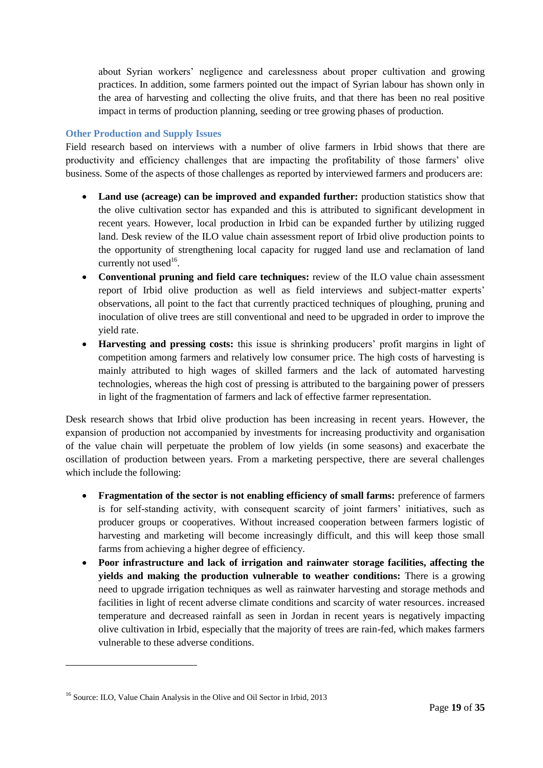about Syrian workers' negligence and carelessness about proper cultivation and growing practices. In addition, some farmers pointed out the impact of Syrian labour has shown only in the area of harvesting and collecting the olive fruits, and that there has been no real positive impact in terms of production planning, seeding or tree growing phases of production.

### Other Production and Supply Issues

Field research based on interviews with a number of olive farmers in Irbid shows that there are productivity and efficiency challenges that are impacting the profitability of those farmers' olive business. Some of the aspects of those challenges as reported by interviewed farmers and producers are:

- **Land use (acreage) can be improved and expanded further:** production statistics show that the olive cultivation sector has expanded and this is attributed to significant development in recent years. However, local production in Irbid can be expanded further by utilizing rugged land. Desk review of the ILO value chain assessment report of Irbid olive production points to the opportunity of strengthening local capacity for rugged land use and reclamation of land currently not used[16].
- **Conventional pruning and field care techniques:** review of the ILO value chain assessment report of Irbid olive production as well as field interviews and subject-matter experts' observations, all point to the fact that currently practiced techniques of ploughing, pruning and inoculation of olive trees are still conventional and need to be upgraded in order to improve the yield rate.
- **Harvesting and pressing costs:** this issue is shrinking producers' profit margins in light of competition among farmers and relatively low consumer price. The high costs of harvesting is mainly attributed to high wages of skilled farmers and the lack of automated harvesting technologies, whereas the high cost of pressing is attributed to the bargaining power of pressers in light of the fragmentation of farmers and lack of effective farmer representation.

Desk research shows that Irbid olive production has been increasing in recent years. However, the expansion of production not accompanied by investments for increasing productivity and organisation of the value chain will perpetuate the problem of low yields (in some seasons) and exacerbate the oscillation of production between years. From a marketing perspective, there are several challenges which include the following:

- **Fragmentation of the sector is not enabling efficiency of small farms:** preference of farmers is for self-standing activity, with consequent scarcity of joint farmers' initiatives, such as producer groups or cooperatives. Without increased cooperation between farmers logistic of harvesting and marketing will become increasingly difficult, and this will keep those small farms from achieving a higher degree of efficiency.
- **Poor infrastructure and lack of irrigation and rainwater storage facilities, affecting the yields and making the production vulnerable to weather conditions:** There is a growing need to upgrade irrigation techniques as well as rainwater harvesting and storage methods and facilities in light of recent adverse climate conditions and scarcity of water resources. increased temperature and decreased rainfall as seen in Jordan in recent years is negatively impacting olive cultivation in Irbid, especially that the majority of trees are rain-fed, which makes farmers vulnerable to these adverse conditions.

---

[16] Source: ILO, Value Chain Analysis in the Olive and Oil Sector in Irbid, 2013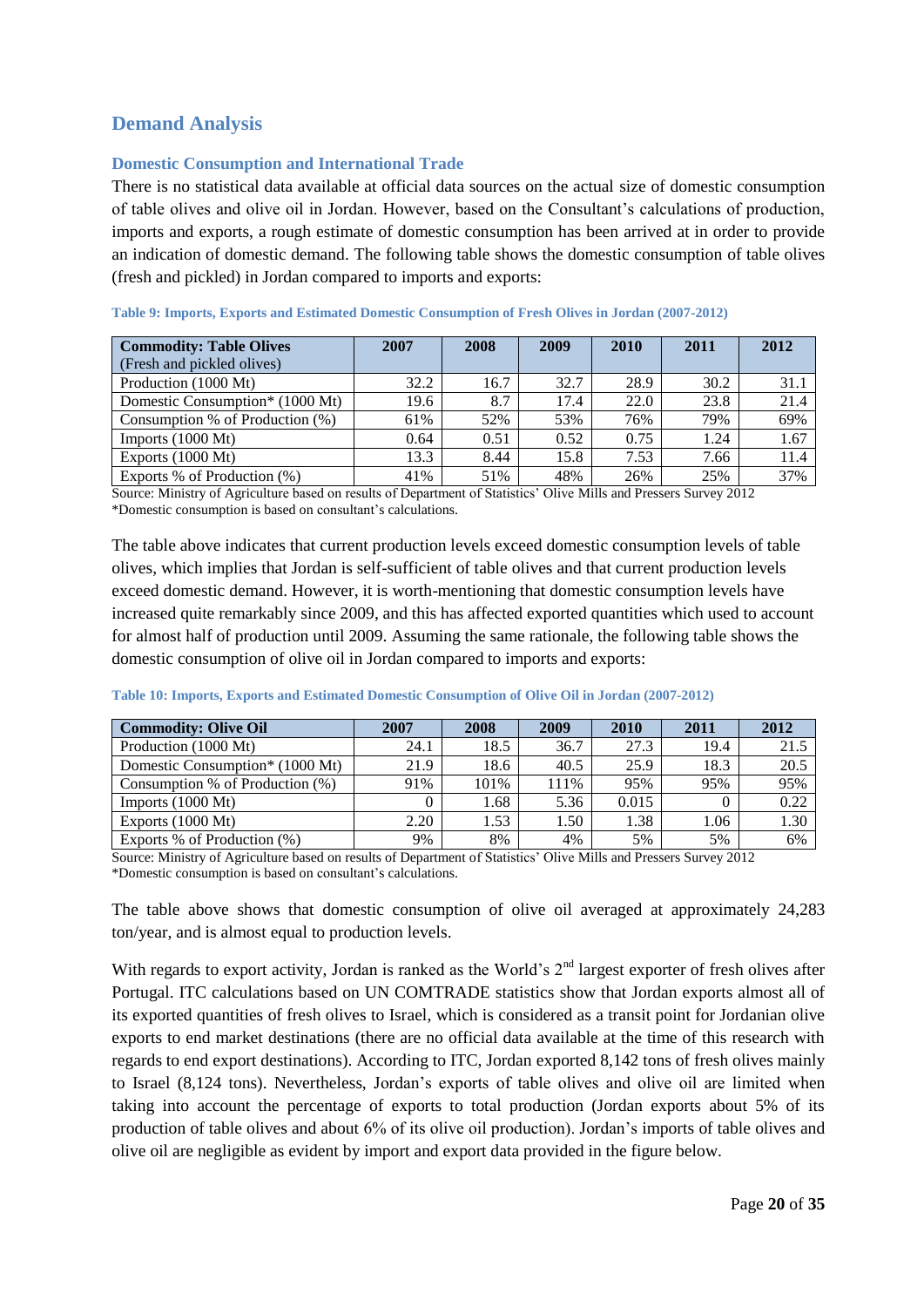## Demand Analysis

### Domestic Consumption and International Trade

There is no statistical data available at official data sources on the actual size of domestic consumption of table olives and olive oil in Jordan. However, based on the Consultant's calculations of production, imports and exports, a rough estimate of domestic consumption has been arrived at in order to provide an indication of domestic demand. The following table shows the domestic consumption of table olives (fresh and pickled) in Jordan compared to imports and exports:

**Table 9: Imports, Exports and Estimated Domestic Consumption of Fresh Olives in Jordan (2007-2012)**

| **Commodity: Table Olives** (Fresh and pickled olives) | 2007 | 2008 | 2009 | 2010 | 2011 | 2012 |
|---|---|---|---|---|---|---|
| Production (1000 Mt) | 32.2 | 16.7 | 32.7 | 28.9 | 30.2 | 31.1 |
| Domestic Consumption* (1000 Mt) | 19.6 | 8.7 | 17.4 | 22.0 | 23.8 | 21.4 |
| Consumption % of Production (%) | 61% | 52% | 53% | 76% | 79% | 69% |
| Imports (1000 Mt) | 0.64 | 0.51 | 0.52 | 0.75 | 1.24 | 1.67 |
| Exports (1000 Mt) | 13.3 | 8.44 | 15.8 | 7.53 | 7.66 | 11.4 |
| Exports % of Production (%) | 41% | 51% | 48% | 26% | 25% | 37% |

Source: Ministry of Agriculture based on results of Department of Statistics' Olive Mills and Pressers Survey 2012
*Domestic consumption is based on consultant's calculations.

The table above indicates that current production levels exceed domestic consumption levels of table olives, which implies that Jordan is self-sufficient of table olives and that current production levels exceed domestic demand. However, it is worth-mentioning that domestic consumption levels have increased quite remarkably since 2009, and this has affected exported quantities which used to account for almost half of production until 2009. Assuming the same rationale, the following table shows the domestic consumption of olive oil in Jordan compared to imports and exports:

**Table 10: Imports, Exports and Estimated Domestic Consumption of Olive Oil in Jordan (2007-2012)**

| **Commodity: Olive Oil** | 2007 | 2008 | 2009 | 2010 | 2011 | 2012 |
|---|---|---|---|---|---|---|
| Production (1000 Mt) | 24.1 | 18.5 | 36.7 | 27.3 | 19.4 | 21.5 |
| Domestic Consumption* (1000 Mt) | 21.9 | 18.6 | 40.5 | 25.9 | 18.3 | 20.5 |
| Consumption % of Production (%) | 91% | 101% | 111% | 95% | 95% | 95% |
| Imports (1000 Mt) | 0 | 1.68 | 5.36 | 0.015 | 0 | 0.22 |
| Exports (1000 Mt) | 2.20 | 1.53 | 1.50 | 1.38 | 1.06 | 1.30 |
| Exports % of Production (%) | 9% | 8% | 4% | 5% | 5% | 6% |

Source: Ministry of Agriculture based on results of Department of Statistics' Olive Mills and Pressers Survey 2012
*Domestic consumption is based on consultant's calculations.

The table above shows that domestic consumption of olive oil averaged at approximately 24,283 ton/year, and is almost equal to production levels.

With regards to export activity, Jordan is ranked as the World's 2nd largest exporter of fresh olives after Portugal. ITC calculations based on UN COMTRADE statistics show that Jordan exports almost all of its exported quantities of fresh olives to Israel, which is considered as a transit point for Jordanian olive exports to end market destinations (there are no official data available at the time of this research with regards to end export destinations). According to ITC, Jordan exported 8,142 tons of fresh olives mainly to Israel (8,124 tons). Nevertheless, Jordan's exports of table olives and olive oil are limited when taking into account the percentage of exports to total production (Jordan exports about 5% of its production of table olives and about 6% of its olive oil production). Jordan's imports of table olives and olive oil are negligible as evident by import and export data provided in the figure below.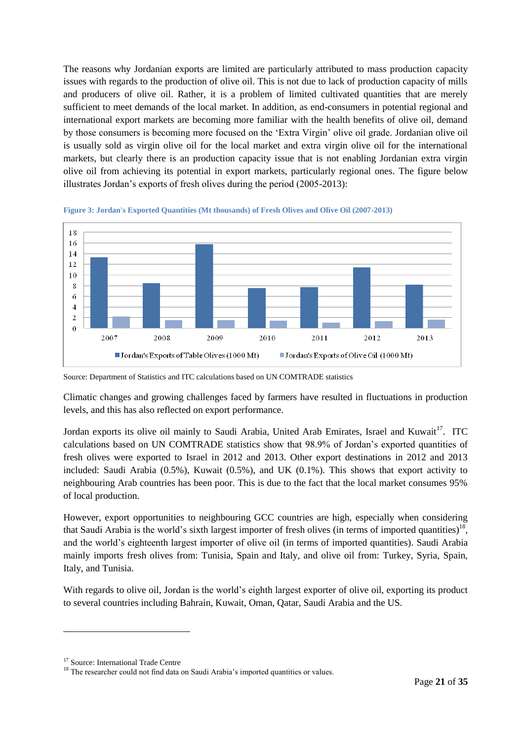The reasons why Jordanian exports are limited are particularly attributed to mass production capacity issues with regards to the production of olive oil. This is not due to lack of production capacity of mills and producers of olive oil. Rather, it is a problem of limited cultivated quantities that are merely sufficient to meet demands of the local market. In addition, as end-consumers in potential regional and international export markets are becoming more familiar with the health benefits of olive oil, demand by those consumers is becoming more focused on the 'Extra Virgin' olive oil grade. Jordanian olive oil is usually sold as virgin olive oil for the local market and extra virgin olive oil for the international markets, but clearly there is an production capacity issue that is not enabling Jordanian extra virgin olive oil from achieving its potential in export markets, particularly regional ones. The figure below illustrates Jordan's exports of fresh olives during the period (2005-2013):

**Figure 3: Jordan's Exported Quantities (Mt thousands) of Fresh Olives and Olive Oil (2007-2013)**

Source: Department of Statistics and ITC calculations based on UN COMTRADE statistics

Climatic changes and growing challenges faced by farmers have resulted in fluctuations in production levels, and this has also reflected on export performance.

Jordan exports its olive oil mainly to Saudi Arabia, United Arab Emirates, Israel and Kuwait[17]. ITC calculations based on UN COMTRADE statistics show that 98.9% of Jordan's exported quantities of fresh olives were exported to Israel in 2012 and 2013. Other export destinations in 2012 and 2013 included: Saudi Arabia (0.5%), Kuwait (0.5%), and UK (0.1%). This shows that export activity to neighbouring Arab countries has been poor. This is due to the fact that the local market consumes 95% of local production.

However, export opportunities to neighbouring GCC countries are high, especially when considering that Saudi Arabia is the world's sixth largest importer of fresh olives (in terms of imported quantities)[18], and the world's eighteenth largest importer of olive oil (in terms of imported quantities). Saudi Arabia mainly imports fresh olives from: Tunisia, Spain and Italy, and olive oil from: Turkey, Syria, Spain, Italy, and Tunisia.

With regards to olive oil, Jordan is the world's eighth largest exporter of olive oil, exporting its product to several countries including Bahrain, Kuwait, Oman, Qatar, Saudi Arabia and the US.

---

[17] Source: International Trade Centre

[18] The researcher could not find data on Saudi Arabia's imported quantities or values.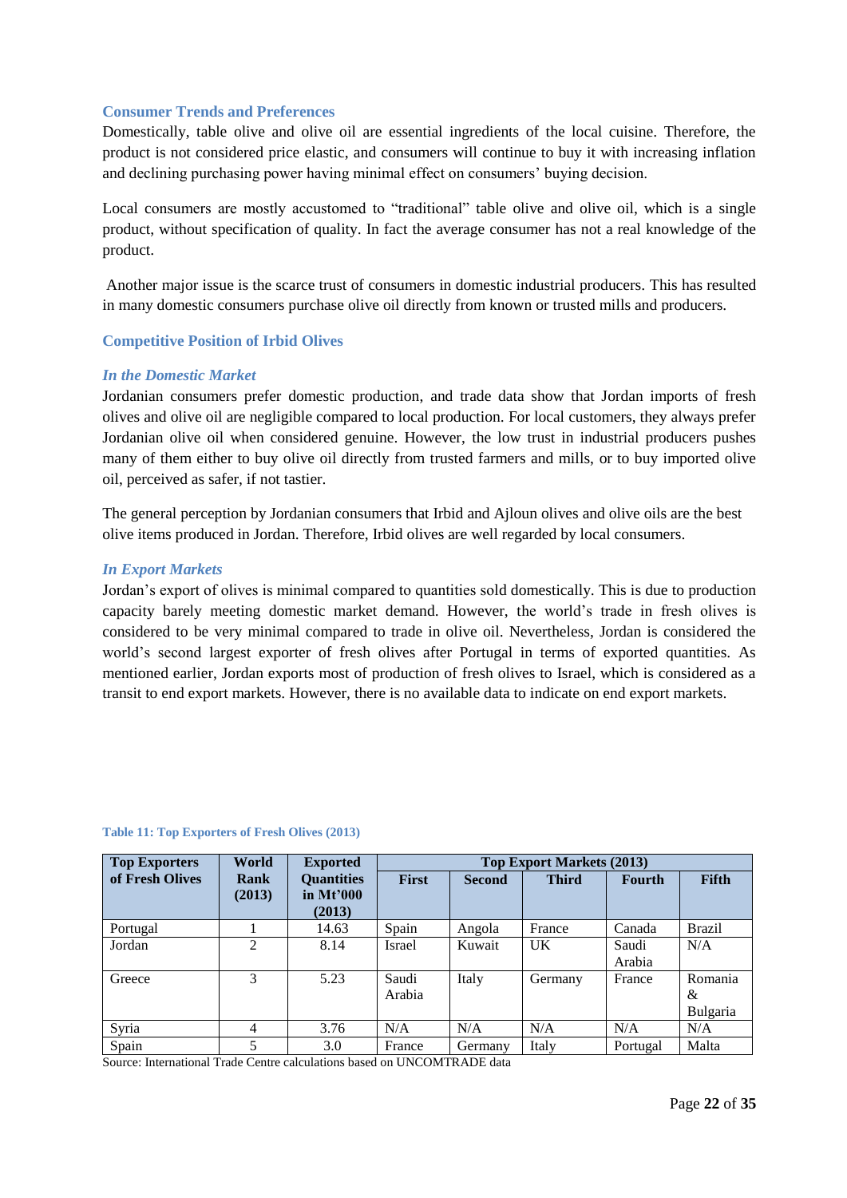### Consumer Trends and Preferences

Domestically, table olive and olive oil are essential ingredients of the local cuisine. Therefore, the product is not considered price elastic, and consumers will continue to buy it with increasing inflation and declining purchasing power having minimal effect on consumers' buying decision.

Local consumers are mostly accustomed to "traditional" table olive and olive oil, which is a single product, without specification of quality. In fact the average consumer has not a real knowledge of the product.

Another major issue is the scarce trust of consumers in domestic industrial producers. This has resulted in many domestic consumers purchase olive oil directly from known or trusted mills and producers.

### Competitive Position of Irbid Olives

#### *In the Domestic Market*

Jordanian consumers prefer domestic production, and trade data show that Jordan imports of fresh olives and olive oil are negligible compared to local production. For local customers, they always prefer Jordanian olive oil when considered genuine. However, the low trust in industrial producers pushes many of them either to buy olive oil directly from trusted farmers and mills, or to buy imported olive oil, perceived as safer, if not tastier.

The general perception by Jordanian consumers that Irbid and Ajloun olives and olive oils are the best olive items produced in Jordan. Therefore, Irbid olives are well regarded by local consumers.

#### *In Export Markets*

Jordan's export of olives is minimal compared to quantities sold domestically. This is due to production capacity barely meeting domestic market demand. However, the world's trade in fresh olives is considered to be very minimal compared to trade in olive oil. Nevertheless, Jordan is considered the world's second largest exporter of fresh olives after Portugal in terms of exported quantities. As mentioned earlier, Jordan exports most of production of fresh olives to Israel, which is considered as a transit to end export markets. However, there is no available data to indicate on end export markets.

**Table 11: Top Exporters of Fresh Olives (2013)**

| Top Exporters of Fresh Olives | World Rank (2013) | Exported Quantities in Mt'000 (2013) | Top Export Markets (2013) | | | | |
|---|---|---|---|---|---|---|---|
| | | | First | Second | Third | Fourth | Fifth |
| Portugal | 1 | 14.63 | Spain | Angola | France | Canada | Brazil |
| Jordan | 2 | 8.14 | Israel | Kuwait | UK | Saudi Arabia | N/A |
| Greece | 3 | 5.23 | Saudi Arabia | Italy | Germany | France | Romania & Bulgaria |
| Syria | 4 | 3.76 | N/A | N/A | N/A | N/A | N/A |
| Spain | 5 | 3.0 | France | Germany | Italy | Portugal | Malta |

Source: International Trade Centre calculations based on UNCOMTRADE data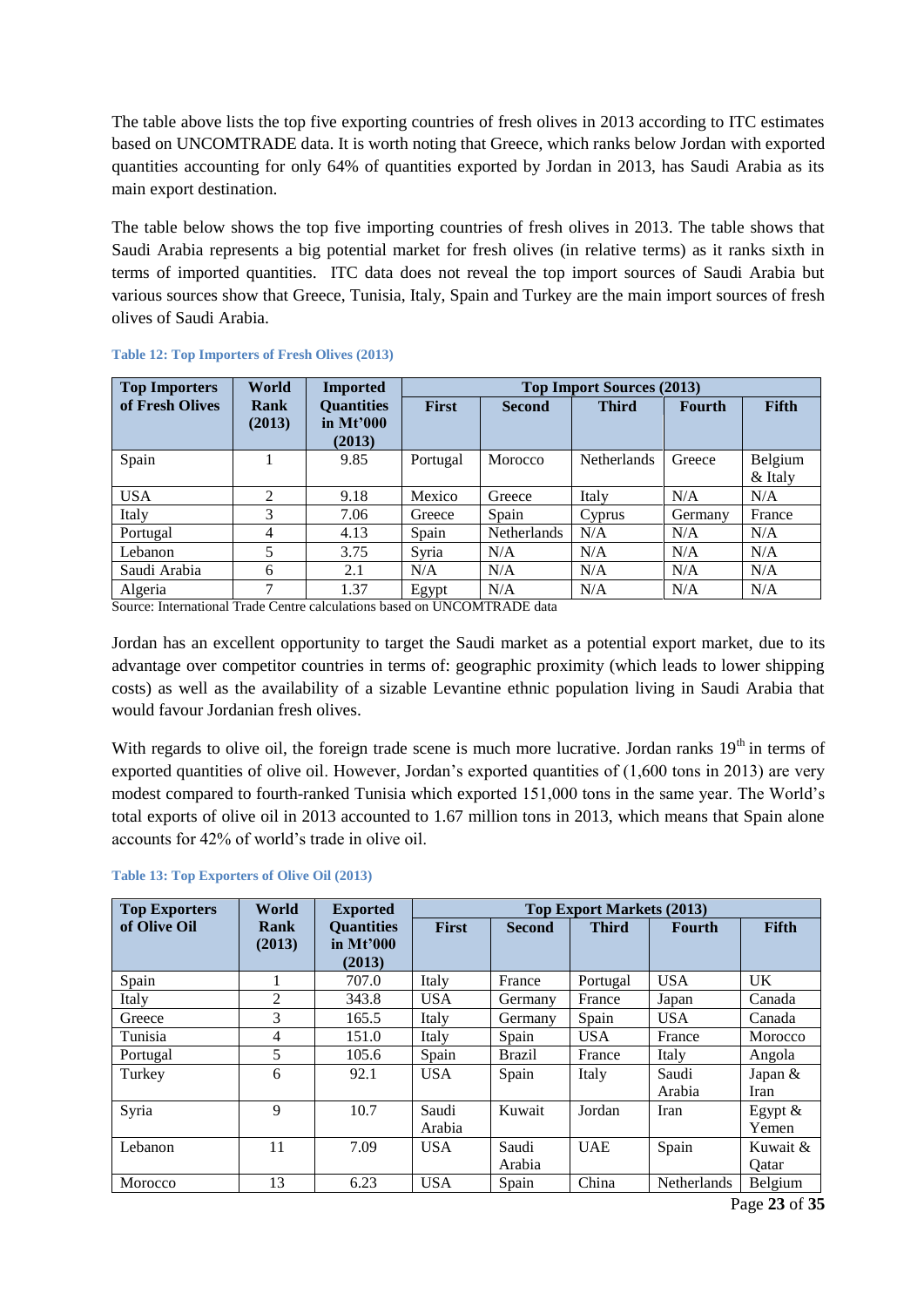The table above lists the top five exporting countries of fresh olives in 2013 according to ITC estimates based on UNCOMTRADE data. It is worth noting that Greece, which ranks below Jordan with exported quantities accounting for only 64% of quantities exported by Jordan in 2013, has Saudi Arabia as its main export destination.

The table below shows the top five importing countries of fresh olives in 2013. The table shows that Saudi Arabia represents a big potential market for fresh olives (in relative terms) as it ranks sixth in terms of imported quantities. ITC data does not reveal the top import sources of Saudi Arabia but various sources show that Greece, Tunisia, Italy, Spain and Turkey are the main import sources of fresh olives of Saudi Arabia.

**Table 12: Top Importers of Fresh Olives (2013)**

| Top Importers of Fresh Olives | World Rank (2013) | Imported Quantities in Mt'000 (2013) | Top Import Sources (2013) | | | | |
|---|---|---|---|---|---|---|---|
| | | | First | Second | Third | Fourth | Fifth |
| Spain | 1 | 9.85 | Portugal | Morocco | Netherlands | Greece | Belgium & Italy |
| USA | 2 | 9.18 | Mexico | Greece | Italy | N/A | N/A |
| Italy | 3 | 7.06 | Greece | Spain | Cyprus | Germany | France |
| Portugal | 4 | 4.13 | Spain | Netherlands | N/A | N/A | N/A |
| Lebanon | 5 | 3.75 | Syria | N/A | N/A | N/A | N/A |
| Saudi Arabia | 6 | 2.1 | N/A | N/A | N/A | N/A | N/A |
| Algeria | 7 | 1.37 | Egypt | N/A | N/A | N/A | N/A |

Source: International Trade Centre calculations based on UNCOMTRADE data

Jordan has an excellent opportunity to target the Saudi market as a potential export market, due to its advantage over competitor countries in terms of: geographic proximity (which leads to lower shipping costs) as well as the availability of a sizable Levantine ethnic population living in Saudi Arabia that would favour Jordanian fresh olives.

With regards to olive oil, the foreign trade scene is much more lucrative. Jordan ranks 19th in terms of exported quantities of olive oil. However, Jordan's exported quantities of (1,600 tons in 2013) are very modest compared to fourth-ranked Tunisia which exported 151,000 tons in the same year. The World's total exports of olive oil in 2013 accounted to 1.67 million tons in 2013, which means that Spain alone accounts for 42% of world's trade in olive oil.

**Table 13: Top Exporters of Olive Oil (2013)**

| Top Exporters of Olive Oil | World Rank (2013) | Exported Quantities in Mt'000 (2013) | Top Export Markets (2013) | | | | |
|---|---|---|---|---|---|---|---|
| | | | First | Second | Third | Fourth | Fifth |
| Spain | 1 | 707.0 | Italy | France | Portugal | USA | UK |
| Italy | 2 | 343.8 | USA | Germany | France | Japan | Canada |
| Greece | 3 | 165.5 | Italy | Germany | Spain | USA | Canada |
| Tunisia | 4 | 151.0 | Italy | Spain | USA | France | Morocco |
| Portugal | 5 | 105.6 | Spain | Brazil | France | Italy | Angola |
| Turkey | 6 | 92.1 | USA | Spain | Italy | Saudi Arabia | Japan & Iran |
| Syria | 9 | 10.7 | Saudi Arabia | Kuwait | Jordan | Iran | Egypt & Yemen |
| Lebanon | 11 | 7.09 | USA | Saudi Arabia | UAE | Spain | Kuwait & Qatar |
| Morocco | 13 | 6.23 | USA | Spain | China | Netherlands | Belgium |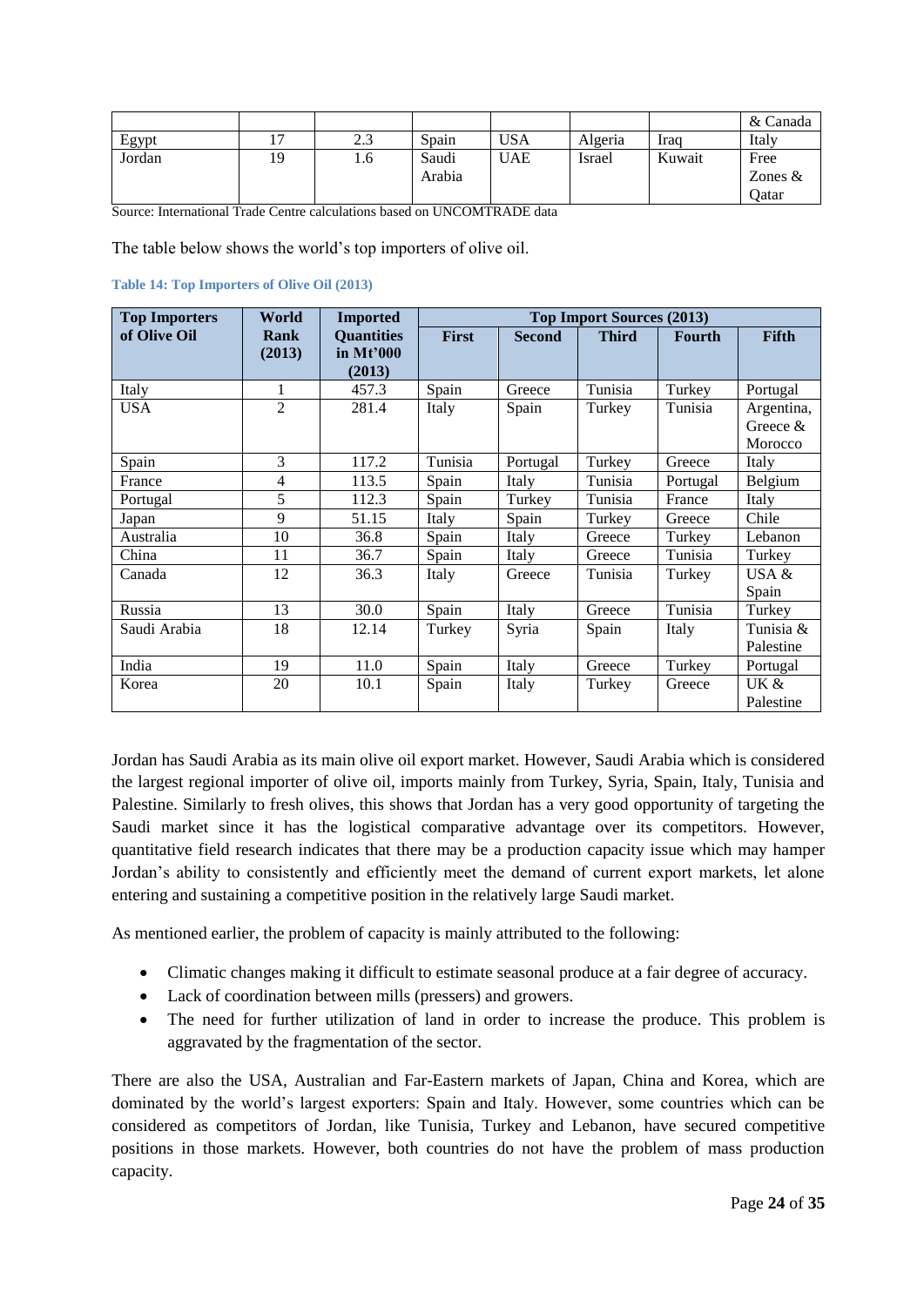| | | | | | | | & Canada |
|---|---|---|---|---|---|---|---|
| Egypt | 17 | 2.3 | Spain | USA | Algeria | Iraq | Italy |
| Jordan | 19 | 1.6 | Saudi Arabia | UAE | Israel | Kuwait | Free Zones & Qatar |

Source: International Trade Centre calculations based on UNCOMTRADE data

The table below shows the world's top importers of olive oil.

**Table 14: Top Importers of Olive Oil (2013)**

| Top Importers of Olive Oil | World Rank (2013) | Imported Quantities in Mt'000 (2013) | Top Import Sources (2013) | | | | |
|---|---|---|---|---|---|---|---|
| | | | **First** | **Second** | **Third** | **Fourth** | **Fifth** |
| Italy | 1 | 457.3 | Spain | Greece | Tunisia | Turkey | Portugal |
| USA | 2 | 281.4 | Italy | Spain | Turkey | Tunisia | Argentina, Greece & Morocco |
| Spain | 3 | 117.2 | Tunisia | Portugal | Turkey | Greece | Italy |
| France | 4 | 113.5 | Spain | Italy | Tunisia | Portugal | Belgium |
| Portugal | 5 | 112.3 | Spain | Turkey | Tunisia | France | Italy |
| Japan | 9 | 51.15 | Italy | Spain | Turkey | Greece | Chile |
| Australia | 10 | 36.8 | Spain | Italy | Greece | Turkey | Lebanon |
| China | 11 | 36.7 | Spain | Italy | Greece | Tunisia | Turkey |
| Canada | 12 | 36.3 | Italy | Greece | Tunisia | Turkey | USA & Spain |
| Russia | 13 | 30.0 | Spain | Italy | Greece | Tunisia | Turkey |
| Saudi Arabia | 18 | 12.14 | Turkey | Syria | Spain | Italy | Tunisia & Palestine |
| India | 19 | 11.0 | Spain | Italy | Greece | Turkey | Portugal |
| Korea | 20 | 10.1 | Spain | Italy | Turkey | Greece | UK & Palestine |

Jordan has Saudi Arabia as its main olive oil export market. However, Saudi Arabia which is considered the largest regional importer of olive oil, imports mainly from Turkey, Syria, Spain, Italy, Tunisia and Palestine. Similarly to fresh olives, this shows that Jordan has a very good opportunity of targeting the Saudi market since it has the logistical comparative advantage over its competitors. However, quantitative field research indicates that there may be a production capacity issue which may hamper Jordan's ability to consistently and efficiently meet the demand of current export markets, let alone entering and sustaining a competitive position in the relatively large Saudi market.

As mentioned earlier, the problem of capacity is mainly attributed to the following:

- Climatic changes making it difficult to estimate seasonal produce at a fair degree of accuracy.
- Lack of coordination between mills (pressers) and growers.
- The need for further utilization of land in order to increase the produce. This problem is aggravated by the fragmentation of the sector.

There are also the USA, Australian and Far-Eastern markets of Japan, China and Korea, which are dominated by the world's largest exporters: Spain and Italy. However, some countries which can be considered as competitors of Jordan, like Tunisia, Turkey and Lebanon, have secured competitive positions in those markets. However, both countries do not have the problem of mass production capacity.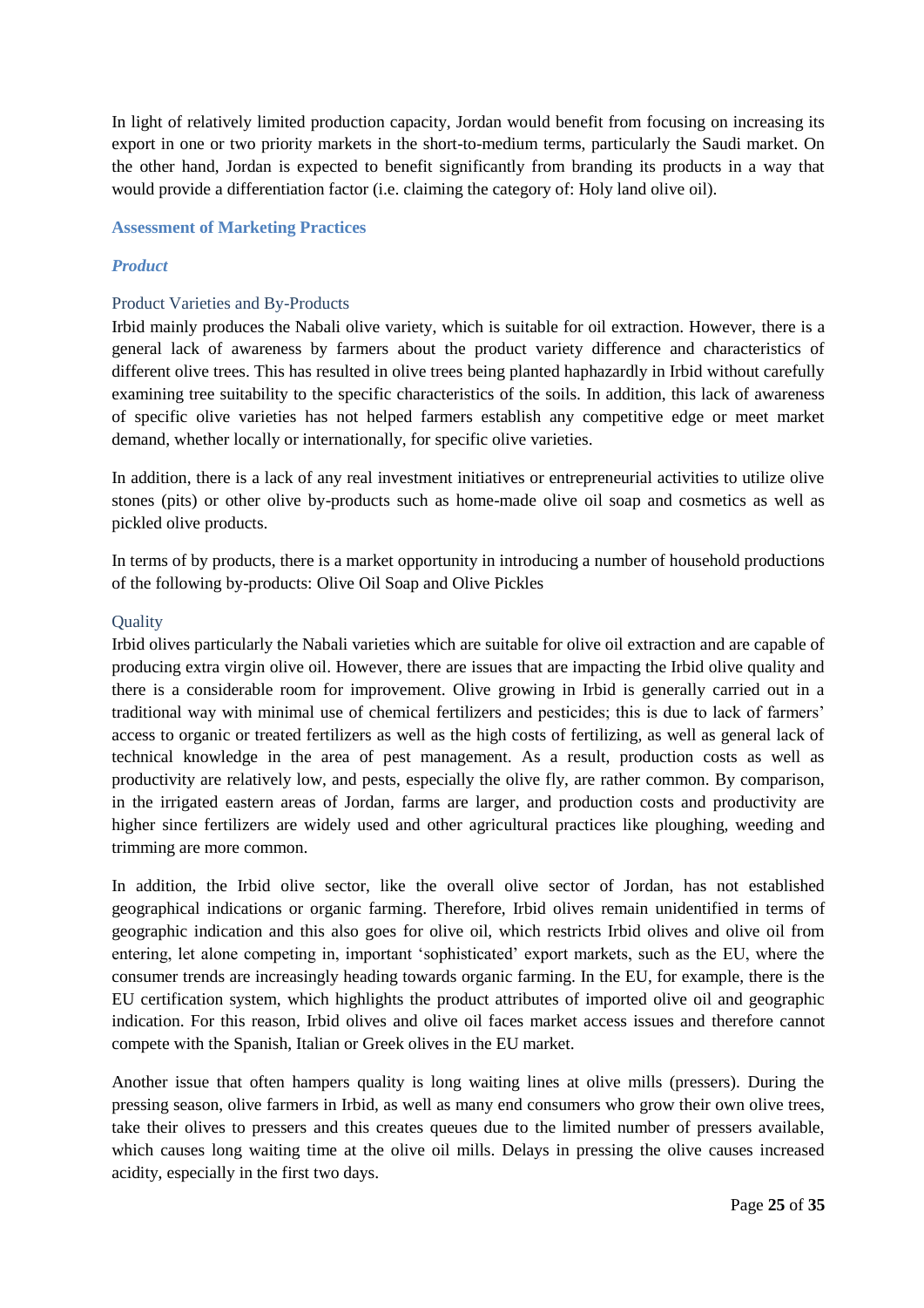In light of relatively limited production capacity, Jordan would benefit from focusing on increasing its export in one or two priority markets in the short-to-medium terms, particularly the Saudi market. On the other hand, Jordan is expected to benefit significantly from branding its products in a way that would provide a differentiation factor (i.e. claiming the category of: Holy land olive oil).

## Assessment of Marketing Practices

### *Product*

#### Product Varieties and By-Products

Irbid mainly produces the Nabali olive variety, which is suitable for oil extraction. However, there is a general lack of awareness by farmers about the product variety difference and characteristics of different olive trees. This has resulted in olive trees being planted haphazardly in Irbid without carefully examining tree suitability to the specific characteristics of the soils. In addition, this lack of awareness of specific olive varieties has not helped farmers establish any competitive edge or meet market demand, whether locally or internationally, for specific olive varieties.

In addition, there is a lack of any real investment initiatives or entrepreneurial activities to utilize olive stones (pits) or other olive by-products such as home-made olive oil soap and cosmetics as well as pickled olive products.

In terms of by products, there is a market opportunity in introducing a number of household productions of the following by-products: Olive Oil Soap and Olive Pickles

#### Quality

Irbid olives particularly the Nabali varieties which are suitable for olive oil extraction and are capable of producing extra virgin olive oil. However, there are issues that are impacting the Irbid olive quality and there is a considerable room for improvement. Olive growing in Irbid is generally carried out in a traditional way with minimal use of chemical fertilizers and pesticides; this is due to lack of farmers' access to organic or treated fertilizers as well as the high costs of fertilizing, as well as general lack of technical knowledge in the area of pest management. As a result, production costs as well as productivity are relatively low, and pests, especially the olive fly, are rather common. By comparison, in the irrigated eastern areas of Jordan, farms are larger, and production costs and productivity are higher since fertilizers are widely used and other agricultural practices like ploughing, weeding and trimming are more common.

In addition, the Irbid olive sector, like the overall olive sector of Jordan, has not established geographical indications or organic farming. Therefore, Irbid olives remain unidentified in terms of geographic indication and this also goes for olive oil, which restricts Irbid olives and olive oil from entering, let alone competing in, important 'sophisticated' export markets, such as the EU, where the consumer trends are increasingly heading towards organic farming. In the EU, for example, there is the EU certification system, which highlights the product attributes of imported olive oil and geographic indication. For this reason, Irbid olives and olive oil faces market access issues and therefore cannot compete with the Spanish, Italian or Greek olives in the EU market.

Another issue that often hampers quality is long waiting lines at olive mills (pressers). During the pressing season, olive farmers in Irbid, as well as many end consumers who grow their own olive trees, take their olives to pressers and this creates queues due to the limited number of pressers available, which causes long waiting time at the olive oil mills. Delays in pressing the olive causes increased acidity, especially in the first two days.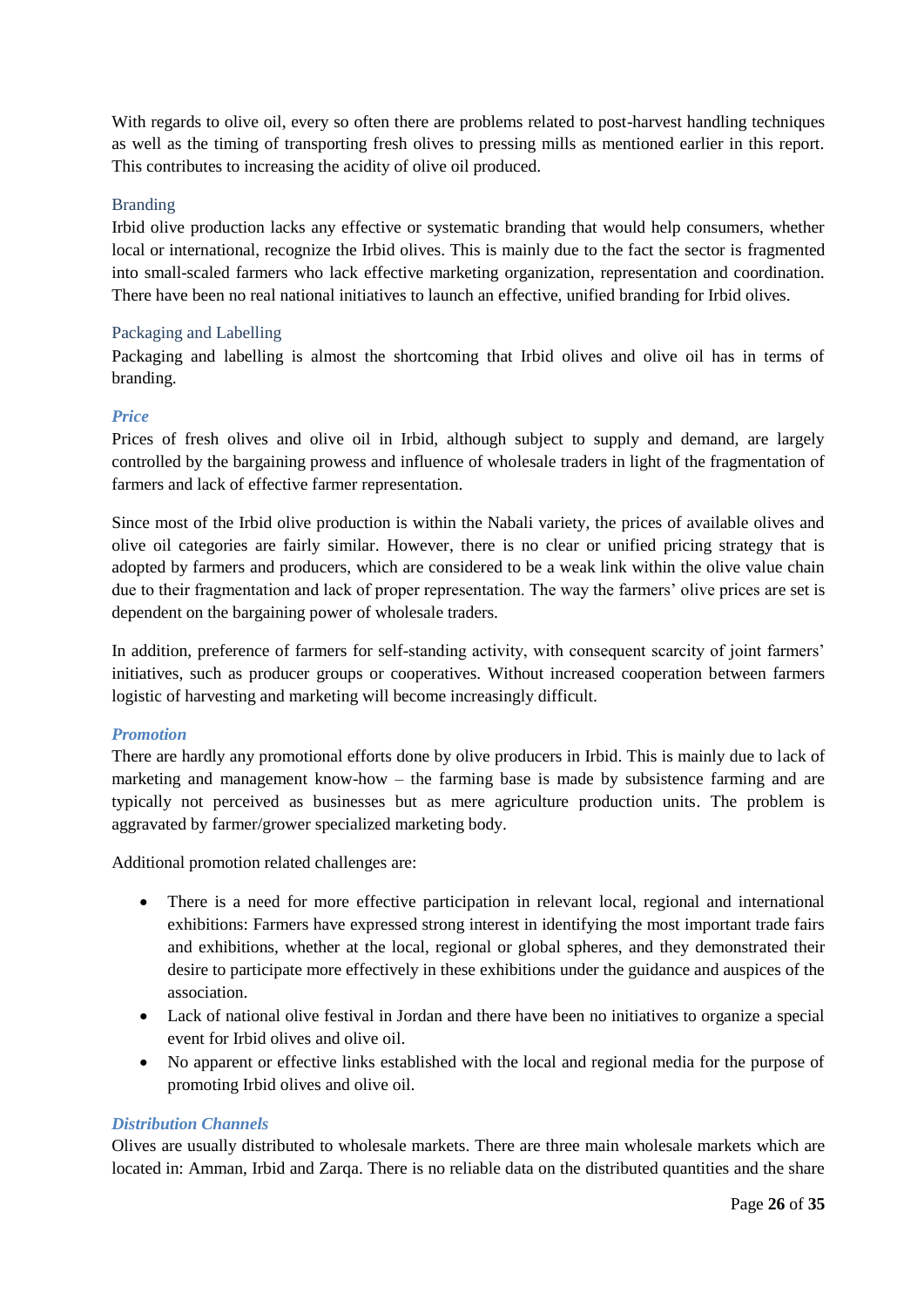With regards to olive oil, every so often there are problems related to post-harvest handling techniques as well as the timing of transporting fresh olives to pressing mills as mentioned earlier in this report. This contributes to increasing the acidity of olive oil produced.

### Branding

Irbid olive production lacks any effective or systematic branding that would help consumers, whether local or international, recognize the Irbid olives. This is mainly due to the fact the sector is fragmented into small-scaled farmers who lack effective marketing organization, representation and coordination. There have been no real national initiatives to launch an effective, unified branding for Irbid olives.

### Packaging and Labelling

Packaging and labelling is almost the shortcoming that Irbid olives and olive oil has in terms of branding.

### *Price*

Prices of fresh olives and olive oil in Irbid, although subject to supply and demand, are largely controlled by the bargaining prowess and influence of wholesale traders in light of the fragmentation of farmers and lack of effective farmer representation.

Since most of the Irbid olive production is within the Nabali variety, the prices of available olives and olive oil categories are fairly similar. However, there is no clear or unified pricing strategy that is adopted by farmers and producers, which are considered to be a weak link within the olive value chain due to their fragmentation and lack of proper representation. The way the farmers' olive prices are set is dependent on the bargaining power of wholesale traders.

In addition, preference of farmers for self-standing activity, with consequent scarcity of joint farmers' initiatives, such as producer groups or cooperatives. Without increased cooperation between farmers logistic of harvesting and marketing will become increasingly difficult.

### *Promotion*

There are hardly any promotional efforts done by olive producers in Irbid. This is mainly due to lack of marketing and management know-how – the farming base is made by subsistence farming and are typically not perceived as businesses but as mere agriculture production units. The problem is aggravated by farmer/grower specialized marketing body.

Additional promotion related challenges are:

- There is a need for more effective participation in relevant local, regional and international exhibitions: Farmers have expressed strong interest in identifying the most important trade fairs and exhibitions, whether at the local, regional or global spheres, and they demonstrated their desire to participate more effectively in these exhibitions under the guidance and auspices of the association.
- Lack of national olive festival in Jordan and there have been no initiatives to organize a special event for Irbid olives and olive oil.
- No apparent or effective links established with the local and regional media for the purpose of promoting Irbid olives and olive oil.

### *Distribution Channels*

Olives are usually distributed to wholesale markets. There are three main wholesale markets which are located in: Amman, Irbid and Zarqa. There is no reliable data on the distributed quantities and the share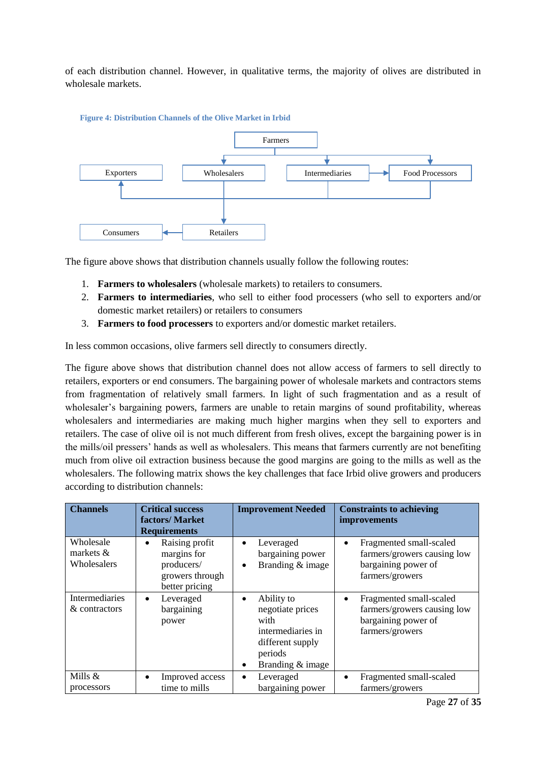of each distribution channel. However, in qualitative terms, the majority of olives are distributed in wholesale markets.

**Figure 4: Distribution Channels of the Olive Market in Irbid**

The figure above shows that distribution channels usually follow the following routes:

1. **Farmers to wholesalers** (wholesale markets) to retailers to consumers.
2. **Farmers to intermediaries**, who sell to either food processers (who sell to exporters and/or domestic market retailers) or retailers to consumers
3. **Farmers to food processers** to exporters and/or domestic market retailers.

In less common occasions, olive farmers sell directly to consumers directly.

The figure above shows that distribution channel does not allow access of farmers to sell directly to retailers, exporters or end consumers. The bargaining power of wholesale markets and contractors stems from fragmentation of relatively small farmers. In light of such fragmentation and as a result of wholesaler's bargaining powers, farmers are unable to retain margins of sound profitability, whereas wholesalers and intermediaries are making much higher margins when they sell to exporters and retailers. The case of olive oil is not much different from fresh olives, except the bargaining power is in the mills/oil pressers' hands as well as wholesalers. This means that farmers currently are not benefiting much from olive oil extraction business because the good margins are going to the mills as well as the wholesalers. The following matrix shows the key challenges that face Irbid olive growers and producers according to distribution channels:

| Channels | Critical success factors/ Market Requirements | Improvement Needed | Constraints to achieving improvements |
|---|---|---|---|
| Wholesale markets & Wholesalers | • Raising profit margins for producers/ growers through better pricing | • Leveraged bargaining power<br>• Branding & image | • Fragmented small-scaled farmers/growers causing low bargaining power of farmers/growers |
| Intermediaries & contractors | • Leveraged bargaining power | • Ability to negotiate prices with intermediaries in different supply periods<br>• Branding & image | • Fragmented small-scaled farmers/growers causing low bargaining power of farmers/growers |
| Mills & processors | • Improved access time to mills | • Leveraged bargaining power | • Fragmented small-scaled farmers/growers |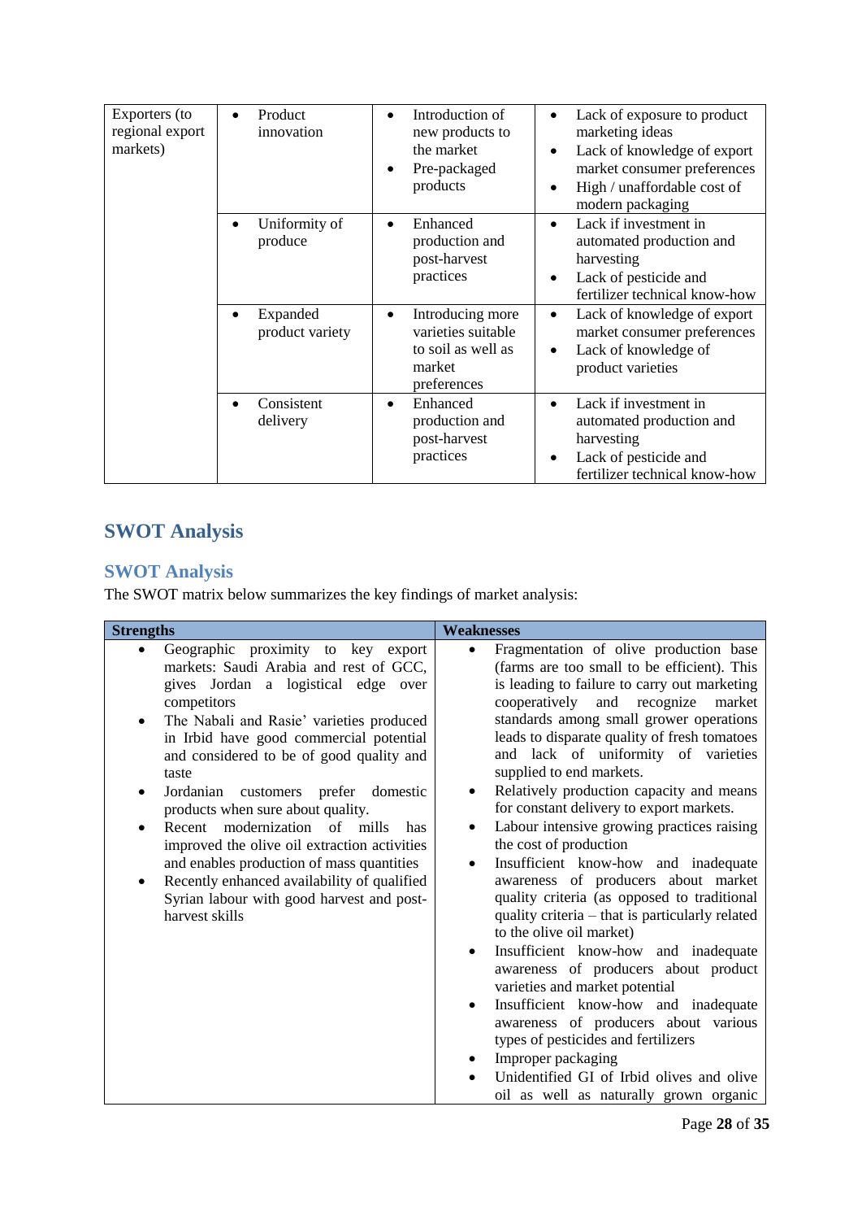| | | | |
|---|---|---|---|
| Exporters (to regional export markets) | • Product innovation | • Introduction of new products to the market<br>• Pre-packaged products | • Lack of exposure to product marketing ideas<br>• Lack of knowledge of export market consumer preferences<br>• High / unaffordable cost of modern packaging |
| | • Uniformity of produce | • Enhanced production and post-harvest practices | • Lack if investment in automated production and harvesting<br>• Lack of pesticide and fertilizer technical know-how |
| | • Expanded product variety | • Introducing more varieties suitable to soil as well as market preferences | • Lack of knowledge of export market consumer preferences<br>• Lack of knowledge of product varieties |
| | • Consistent delivery | • Enhanced production and post-harvest practices | • Lack if investment in automated production and harvesting<br>• Lack of pesticide and fertilizer technical know-how |

# SWOT Analysis

## SWOT Analysis

The SWOT matrix below summarizes the key findings of market analysis:

| Strengths | Weaknesses |
|---|---|
| • Geographic proximity to key export markets: Saudi Arabia and rest of GCC, gives Jordan a logistical edge over competitors<br>• The Nabali and Rasie' varieties produced in Irbid have good commercial potential and considered to be of good quality and taste<br>• Jordanian customers prefer domestic products when sure about quality.<br>• Recent modernization of mills has improved the olive oil extraction activities and enables production of mass quantities<br>• Recently enhanced availability of qualified Syrian labour with good harvest and post-harvest skills | • Fragmentation of olive production base (farms are too small to be efficient). This is leading to failure to carry out marketing cooperatively and recognize market standards among small grower operations leads to disparate quality of fresh tomatoes and lack of uniformity of varieties supplied to end markets.<br>• Relatively production capacity and means for constant delivery to export markets.<br>• Labour intensive growing practices raising the cost of production<br>• Insufficient know-how and inadequate awareness of producers about market quality criteria (as opposed to traditional quality criteria – that is particularly related to the olive oil market)<br>• Insufficient know-how and inadequate awareness of producers about product varieties and market potential<br>• Insufficient know-how and inadequate awareness of producers about various types of pesticides and fertilizers<br>• Improper packaging<br>• Unidentified GI of Irbid olives and olive oil as well as naturally grown organic |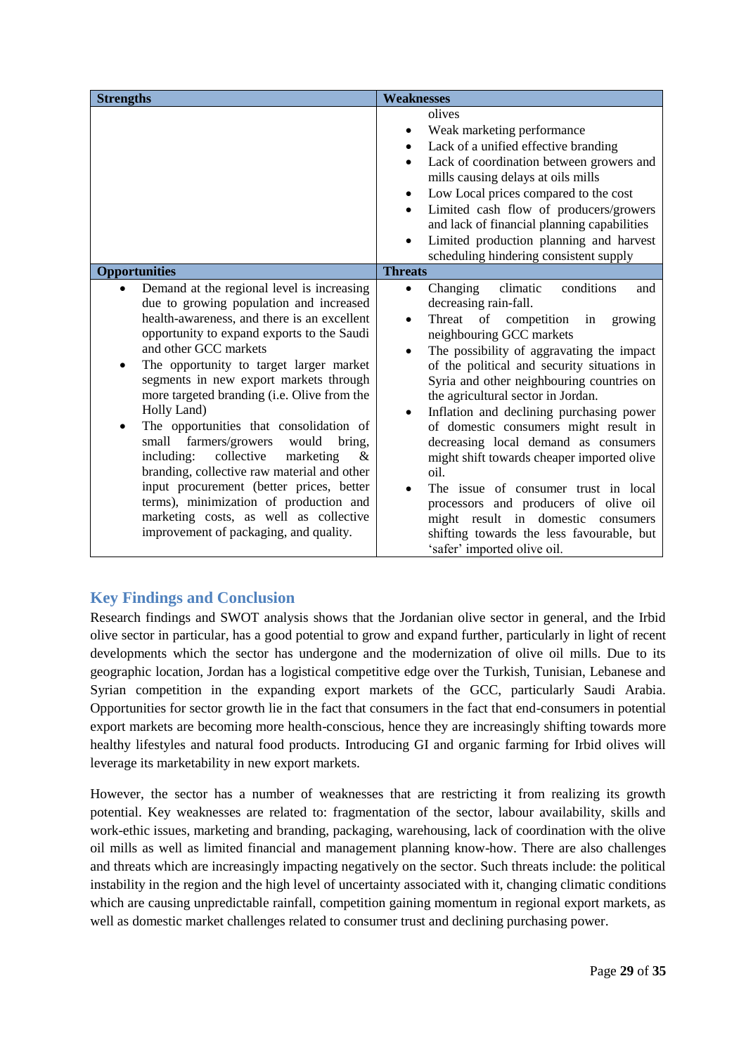| Strengths | Weaknesses |
|---|---|
| | olives<br>• Weak marketing performance<br>• Lack of a unified effective branding<br>• Lack of coordination between growers and mills causing delays at oils mills<br>• Low Local prices compared to the cost<br>• Limited cash flow of producers/growers and lack of financial planning capabilities<br>• Limited production planning and harvest scheduling hindering consistent supply |
| **Opportunities** | **Threats** |
| • Demand at the regional level is increasing due to growing population and increased health-awareness, and there is an excellent opportunity to expand exports to the Saudi and other GCC markets<br>• The opportunity to target larger market segments in new export markets through more targeted branding (i.e. Olive from the Holly Land)<br>• The opportunities that consolidation of small farmers/growers would bring, including: collective marketing & branding, collective raw material and other input procurement (better prices, better terms), minimization of production and marketing costs, as well as collective improvement of packaging, and quality. | • Changing climatic conditions and decreasing rain-fall.<br>• Threat of competition in growing neighbouring GCC markets<br>• The possibility of aggravating the impact of the political and security situations in Syria and other neighbouring countries on the agricultural sector in Jordan.<br>• Inflation and declining purchasing power of domestic consumers might result in decreasing local demand as consumers might shift towards cheaper imported olive oil.<br>• The issue of consumer trust in local processors and producers of olive oil might result in domestic consumers shifting towards the less favourable, but 'safer' imported olive oil. |

## Key Findings and Conclusion

Research findings and SWOT analysis shows that the Jordanian olive sector in general, and the Irbid olive sector in particular, has a good potential to grow and expand further, particularly in light of recent developments which the sector has undergone and the modernization of olive oil mills. Due to its geographic location, Jordan has a logistical competitive edge over the Turkish, Tunisian, Lebanese and Syrian competition in the expanding export markets of the GCC, particularly Saudi Arabia. Opportunities for sector growth lie in the fact that consumers in the fact that end-consumers in potential export markets are becoming more health-conscious, hence they are increasingly shifting towards more healthy lifestyles and natural food products. Introducing GI and organic farming for Irbid olives will leverage its marketability in new export markets.

However, the sector has a number of weaknesses that are restricting it from realizing its growth potential. Key weaknesses are related to: fragmentation of the sector, labour availability, skills and work-ethic issues, marketing and branding, packaging, warehousing, lack of coordination with the olive oil mills as well as limited financial and management planning know-how. There are also challenges and threats which are increasingly impacting negatively on the sector. Such threats include: the political instability in the region and the high level of uncertainty associated with it, changing climatic conditions which are causing unpredictable rainfall, competition gaining momentum in regional export markets, as well as domestic market challenges related to consumer trust and declining purchasing power.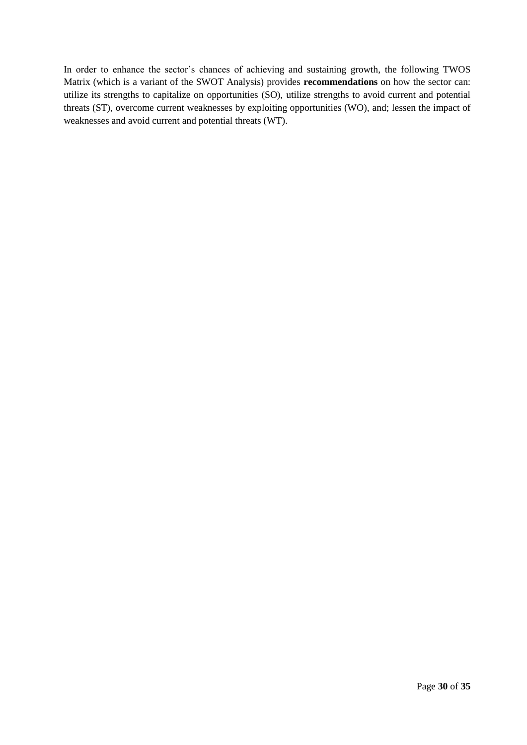In order to enhance the sector's chances of achieving and sustaining growth, the following TWOS Matrix (which is a variant of the SWOT Analysis) provides **recommendations** on how the sector can: utilize its strengths to capitalize on opportunities (SO), utilize strengths to avoid current and potential threats (ST), overcome current weaknesses by exploiting opportunities (WO), and; lessen the impact of weaknesses and avoid current and potential threats (WT).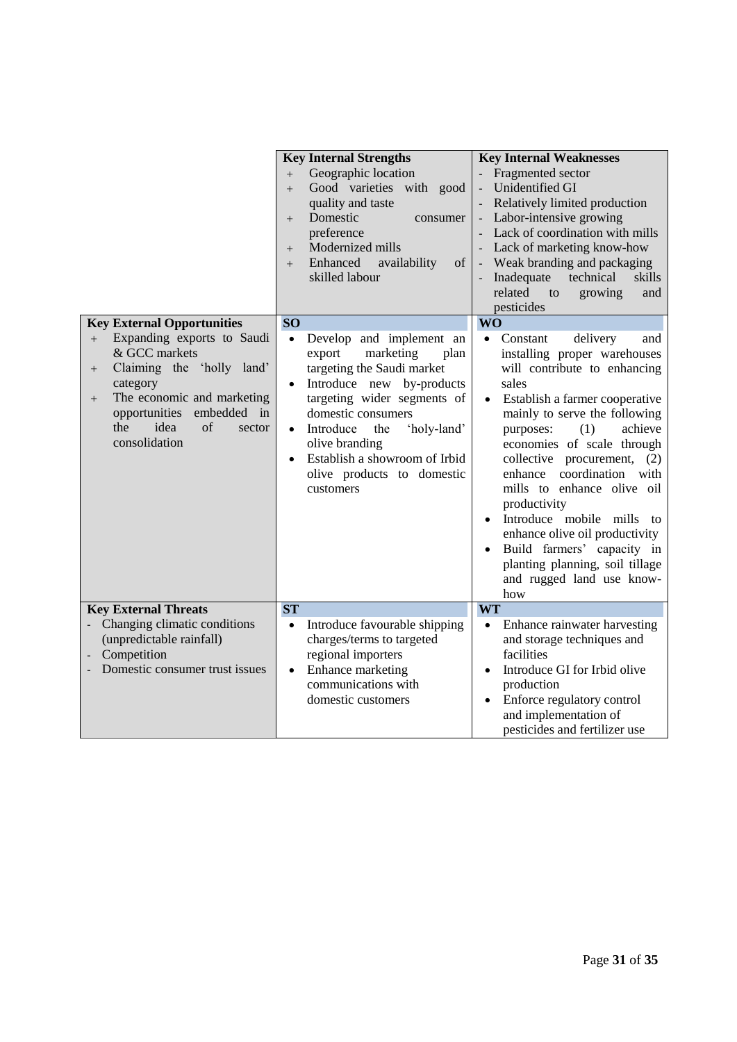| | **Key Internal Strengths**<br>+ Geographic location<br>+ Good varieties with good quality and taste<br>+ Domestic consumer preference<br>+ Modernized mills<br>+ Enhanced availability of skilled labour | **Key Internal Weaknesses**<br>- Fragmented sector<br>- Unidentified GI<br>- Relatively limited production<br>- Labor-intensive growing<br>- Lack of coordination with mills<br>- Lack of marketing know-how<br>- Weak branding and packaging<br>- Inadequate technical skills related to growing and pesticides |
|---|---|---|
| **Key External Opportunities**<br>+ Expanding exports to Saudi & GCC markets<br>+ Claiming the 'holly land' category<br>+ The economic and marketing opportunities embedded in the idea of sector consolidation | **SO**<br>• Develop and implement an export marketing plan targeting the Saudi market<br>• Introduce new by-products targeting wider segments of domestic consumers<br>• Introduce the 'holy-land' olive branding<br>• Establish a showroom of Irbid olive products to domestic customers | **WO**<br>• Constant delivery and installing proper warehouses will contribute to enhancing sales<br>• Establish a farmer cooperative mainly to serve the following purposes: (1) achieve economies of scale through collective procurement, (2) enhance coordination with mills to enhance olive oil productivity<br>• Introduce mobile mills to enhance olive oil productivity<br>• Build farmers' capacity in planting planning, soil tillage and rugged land use know-how |
| **Key External Threats**<br>- Changing climatic conditions (unpredictable rainfall)<br>- Competition<br>- Domestic consumer trust issues | **ST**<br>• Introduce favourable shipping charges/terms to targeted regional importers<br>• Enhance marketing communications with domestic customers | **WT**<br>• Enhance rainwater harvesting and storage techniques and facilities<br>• Introduce GI for Irbid olive production<br>• Enforce regulatory control and implementation of pesticides and fertilizer use |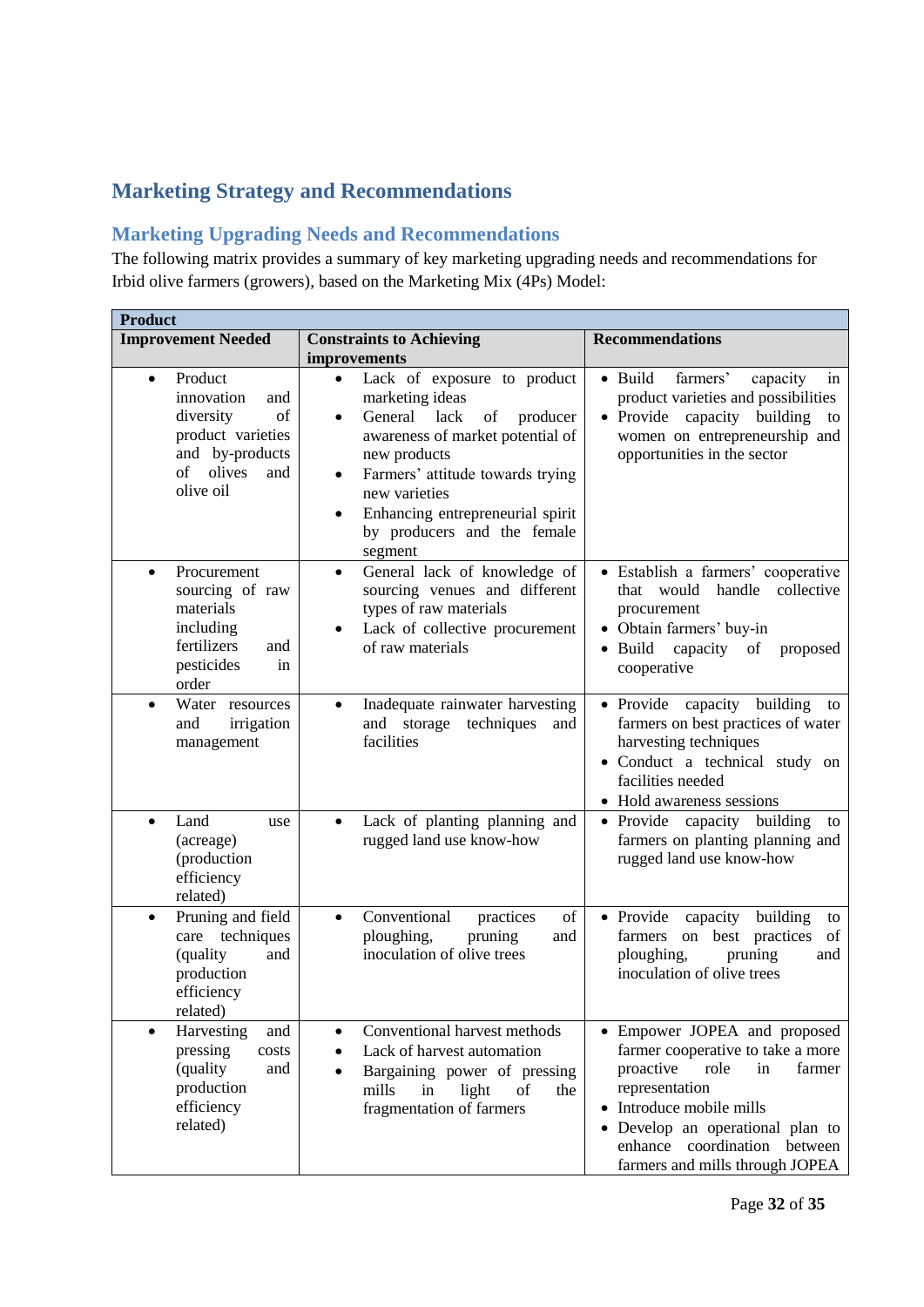## Marketing Strategy and Recommendations

### Marketing Upgrading Needs and Recommendations

The following matrix provides a summary of key marketing upgrading needs and recommendations for Irbid olive farmers (growers), based on the Marketing Mix (4Ps) Model:

| **Product** | | |
|---|---|---|
| **Improvement Needed** | **Constraints to Achieving improvements** | **Recommendations** |
| • Product innovation and diversity of product varieties and by-products of olives and olive oil | • Lack of exposure to product marketing ideas<br>• General lack of producer awareness of market potential of new products<br>• Farmers' attitude towards trying new varieties<br>• Enhancing entrepreneurial spirit by producers and the female segment | • Build farmers' capacity in product varieties and possibilities<br>• Provide capacity building to women on entrepreneurship and opportunities in the sector |
| • Procurement sourcing of raw materials including fertilizers and pesticides in order | • General lack of knowledge of sourcing venues and different types of raw materials<br>• Lack of collective procurement of raw materials | • Establish a farmers' cooperative that would handle collective procurement<br>• Obtain farmers' buy-in<br>• Build capacity of proposed cooperative |
| • Water resources and irrigation management | • Inadequate rainwater harvesting and storage techniques and facilities | • Provide capacity building to farmers on best practices of water harvesting techniques<br>• Conduct a technical study on facilities needed<br>• Hold awareness sessions |
| • Land use (acreage) (production efficiency related) | • Lack of planting planning and rugged land use know-how | • Provide capacity building to farmers on planting planning and rugged land use know-how |
| • Pruning and field care techniques (quality and production efficiency related) | • Conventional practices of ploughing, pruning and inoculation of olive trees | • Provide capacity building to farmers on best practices of ploughing, pruning and inoculation of olive trees |
| • Harvesting and pressing costs (quality and production efficiency related) | • Conventional harvest methods<br>• Lack of harvest automation<br>• Bargaining power of pressing mills in light of the fragmentation of farmers | • Empower JOPEA and proposed farmer cooperative to take a more proactive role in farmer representation<br>• Introduce mobile mills<br>• Develop an operational plan to enhance coordination between farmers and mills through JOPEA |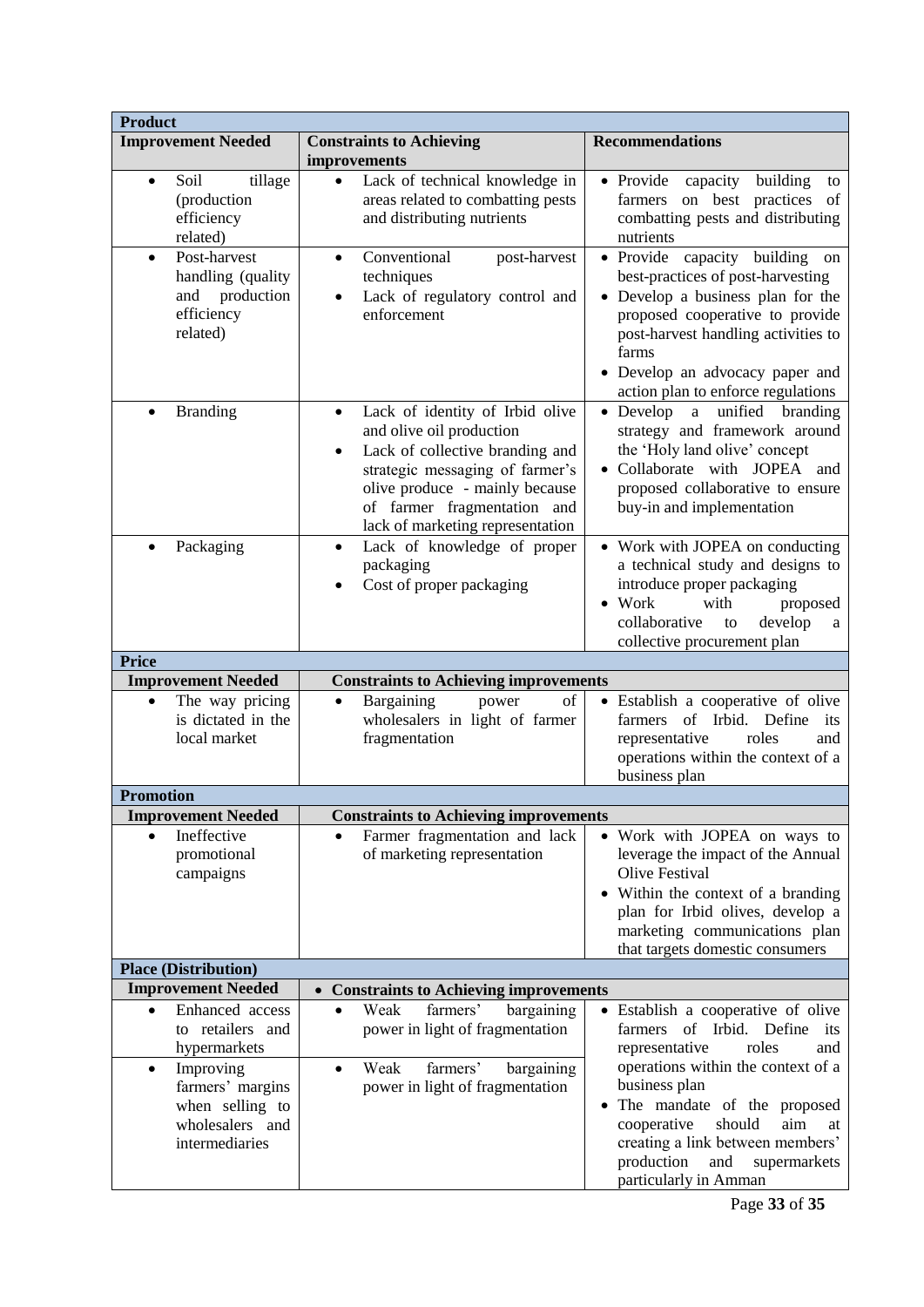| **Product** | | |
|---|---|---|
| **Improvement Needed** | **Constraints to Achieving improvements** | **Recommendations** |
| • Soil tillage (production efficiency related) | • Lack of technical knowledge in areas related to combatting pests and distributing nutrients | • Provide capacity building to farmers on best practices of combatting pests and distributing nutrients |
| • Post-harvest handling (quality and production efficiency related) | • Conventional post-harvest techniques<br>• Lack of regulatory control and enforcement | • Provide capacity building on best-practices of post-harvesting<br>• Develop a business plan for the proposed cooperative to provide post-harvest handling activities to farms<br>• Develop an advocacy paper and action plan to enforce regulations |
| • Branding | • Lack of identity of Irbid olive and olive oil production<br>• Lack of collective branding and strategic messaging of farmer's olive produce - mainly because of farmer fragmentation and lack of marketing representation | • Develop a unified branding strategy and framework around the 'Holy land olive' concept<br>• Collaborate with JOPEA and proposed collaborative to ensure buy-in and implementation |
| • Packaging | • Lack of knowledge of proper packaging<br>• Cost of proper packaging | • Work with JOPEA on conducting a technical study and designs to introduce proper packaging<br>• Work with proposed collaborative to develop a collective procurement plan |
| **Price** | | |
| **Improvement Needed** | **Constraints to Achieving improvements** | |
| • The way pricing is dictated in the local market | • Bargaining power of wholesalers in light of farmer fragmentation | • Establish a cooperative of olive farmers of Irbid. Define its representative roles and operations within the context of a business plan |
| **Promotion** | | |
| **Improvement Needed** | **Constraints to Achieving improvements** | |
| • Ineffective promotional campaigns | • Farmer fragmentation and lack of marketing representation | • Work with JOPEA on ways to leverage the impact of the Annual Olive Festival<br>• Within the context of a branding plan for Irbid olives, develop a marketing communications plan that targets domestic consumers |
| **Place (Distribution)** | | |
| **Improvement Needed** | • **Constraints to Achieving improvements** | |
| • Enhanced access to retailers and hypermarkets | • Weak farmers' bargaining power in light of fragmentation | • Establish a cooperative of olive farmers of Irbid. Define its representative roles and operations within the context of a business plan<br>• The mandate of the proposed cooperative should aim at creating a link between members' production and supermarkets particularly in Amman |
| • Improving farmers' margins when selling to wholesalers and intermediaries | • Weak farmers' bargaining power in light of fragmentation | |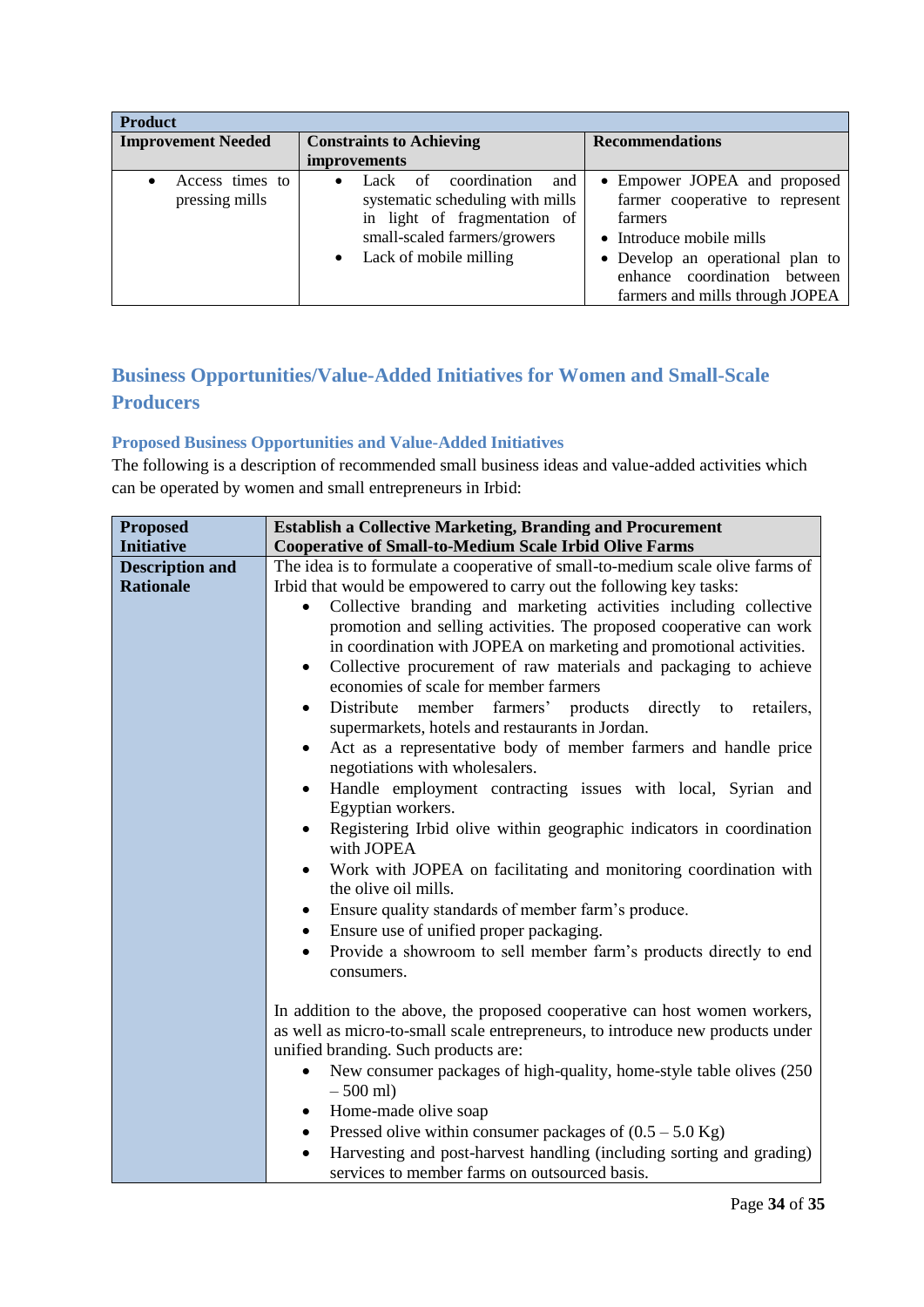| Product | | |
|---|---|---|
| **Improvement Needed** | **Constraints to Achieving improvements** | **Recommendations** |
| • Access times to pressing mills | • Lack of coordination and systematic scheduling with mills in light of fragmentation of small-scaled farmers/growers<br>• Lack of mobile milling | • Empower JOPEA and proposed farmer cooperative to represent farmers<br>• Introduce mobile mills<br>• Develop an operational plan to enhance coordination between farmers and mills through JOPEA |

## Business Opportunities/Value-Added Initiatives for Women and Small-Scale Producers

### Proposed Business Opportunities and Value-Added Initiatives

The following is a description of recommended small business ideas and value-added activities which can be operated by women and small entrepreneurs in Irbid:

| **Proposed Initiative** | **Establish a Collective Marketing, Branding and Procurement Cooperative of Small-to-Medium Scale Irbid Olive Farms** |
|---|---|
| **Description and Rationale** | The idea is to formulate a cooperative of small-to-medium scale olive farms of Irbid that would be empowered to carry out the following key tasks:<br>• Collective branding and marketing activities including collective promotion and selling activities. The proposed cooperative can work in coordination with JOPEA on marketing and promotional activities.<br>• Collective procurement of raw materials and packaging to achieve economies of scale for member farmers<br>• Distribute member farmers' products directly to retailers, supermarkets, hotels and restaurants in Jordan.<br>• Act as a representative body of member farmers and handle price negotiations with wholesalers.<br>• Handle employment contracting issues with local, Syrian and Egyptian workers.<br>• Registering Irbid olive within geographic indicators in coordination with JOPEA<br>• Work with JOPEA on facilitating and monitoring coordination with the olive oil mills.<br>• Ensure quality standards of member farm's produce.<br>• Ensure use of unified proper packaging.<br>• Provide a showroom to sell member farm's products directly to end consumers.<br><br>In addition to the above, the proposed cooperative can host women workers, as well as micro-to-small scale entrepreneurs, to introduce new products under unified branding. Such products are:<br>• New consumer packages of high-quality, home-style table olives (250 – 500 ml)<br>• Home-made olive soap<br>• Pressed olive within consumer packages of (0.5 – 5.0 Kg)<br>• Harvesting and post-harvest handling (including sorting and grading) services to member farms on outsourced basis. |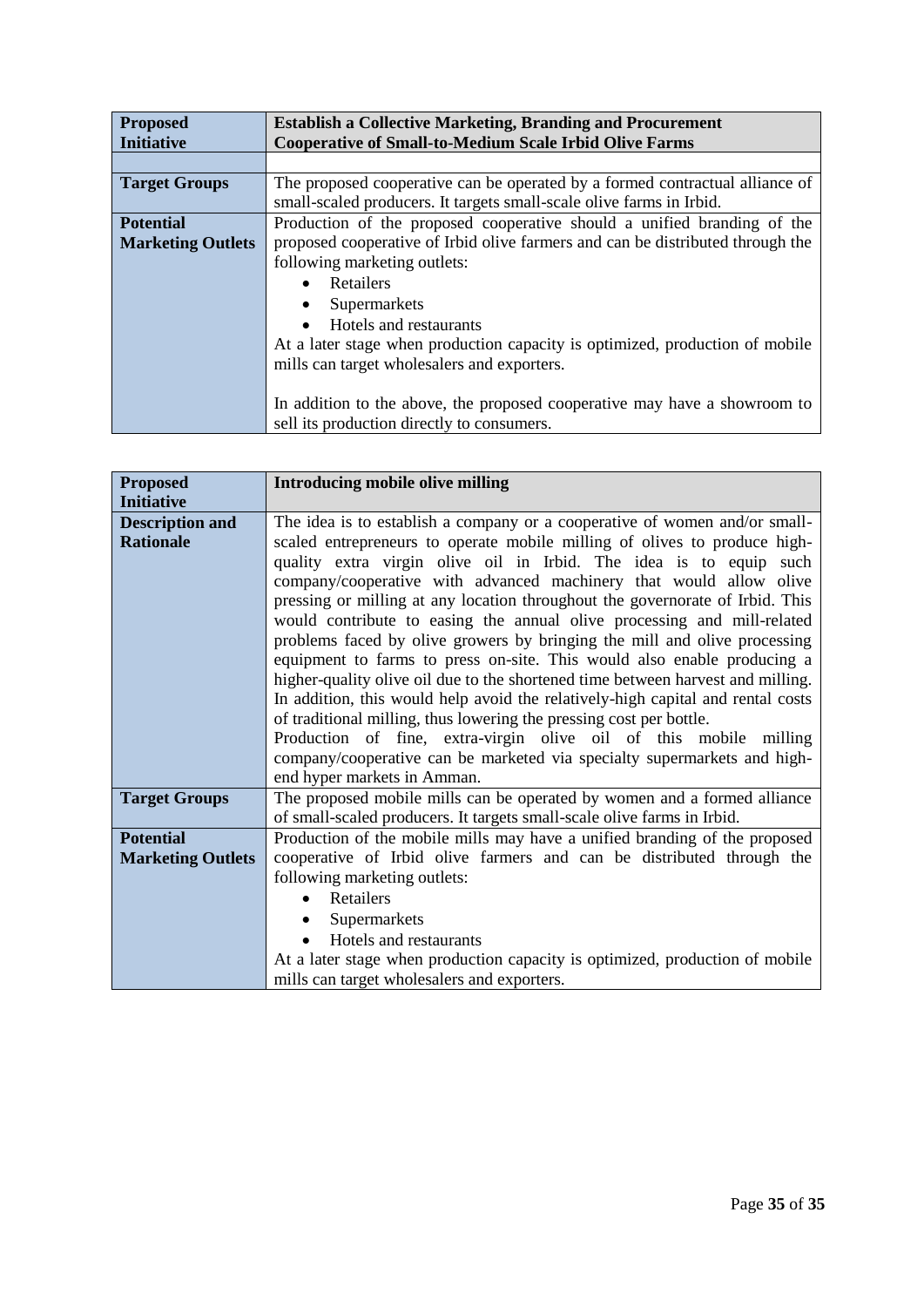| Proposed Initiative | Establish a Collective Marketing, Branding and Procurement Cooperative of Small-to-Medium Scale Irbid Olive Farms |
|---|---|
| | |
| **Target Groups** | The proposed cooperative can be operated by a formed contractual alliance of small-scaled producers. It targets small-scale olive farms in Irbid. |
| **Potential Marketing Outlets** | Production of the proposed cooperative should a unified branding of the proposed cooperative of Irbid olive farmers and can be distributed through the following marketing outlets: <br>• Retailers <br>• Supermarkets <br>• Hotels and restaurants <br>At a later stage when production capacity is optimized, production of mobile mills can target wholesalers and exporters. <br><br>In addition to the above, the proposed cooperative may have a showroom to sell its production directly to consumers. |

| Proposed Initiative | Introducing mobile olive milling |
|---|---|
| **Description and Rationale** | The idea is to establish a company or a cooperative of women and/or small-scaled entrepreneurs to operate mobile milling of olives to produce high-quality extra virgin olive oil in Irbid. The idea is to equip such company/cooperative with advanced machinery that would allow olive pressing or milling at any location throughout the governorate of Irbid. This would contribute to easing the annual olive processing and mill-related problems faced by olive growers by bringing the mill and olive processing equipment to farms to press on-site. This would also enable producing a higher-quality olive oil due to the shortened time between harvest and milling. In addition, this would help avoid the relatively-high capital and rental costs of traditional milling, thus lowering the pressing cost per bottle. <br>Production of fine, extra-virgin olive oil of this mobile milling company/cooperative can be marketed via specialty supermarkets and high-end hyper markets in Amman. |
| **Target Groups** | The proposed mobile mills can be operated by women and a formed alliance of small-scaled producers. It targets small-scale olive farms in Irbid. |
| **Potential Marketing Outlets** | Production of the mobile mills may have a unified branding of the proposed cooperative of Irbid olive farmers and can be distributed through the following marketing outlets: <br>• Retailers <br>• Supermarkets <br>• Hotels and restaurants <br>At a later stage when production capacity is optimized, production of mobile mills can target wholesalers and exporters. |